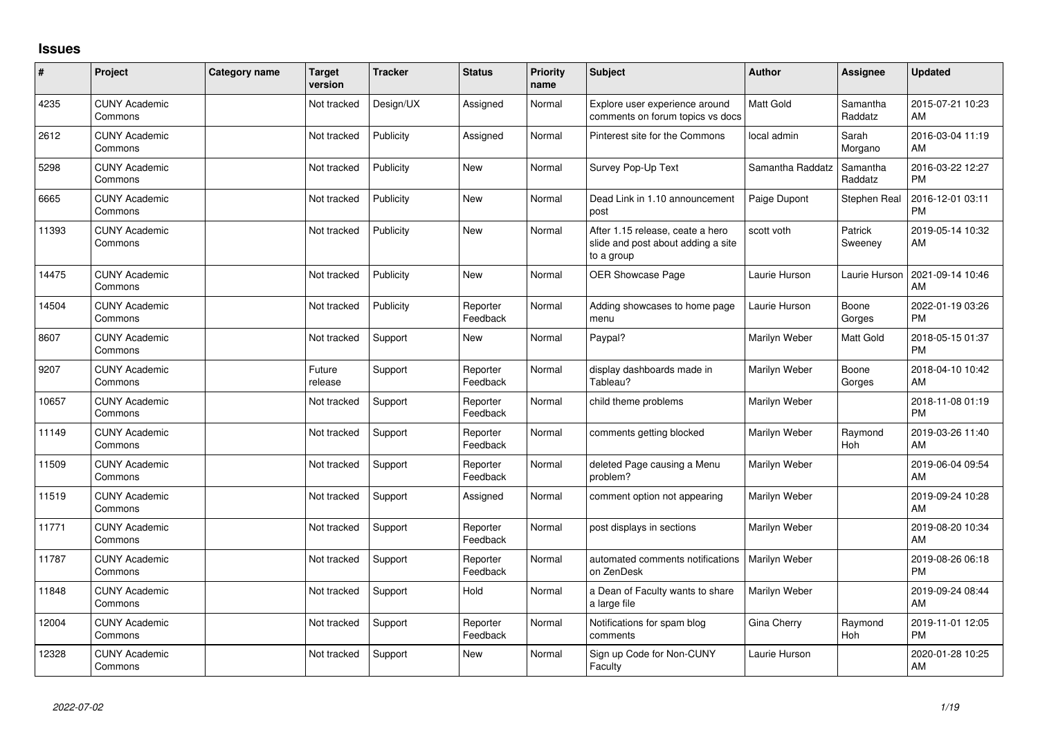# Issues

| # | Project | Category name | Target version | Tracker | Status | Priority name | Subject | Author | Assignee | Updated |
|---|---|---|---|---|---|---|---|---|---|---|
| 4235 | CUNY Academic Commons | | Not tracked | Design/UX | Assigned | Normal | Explore user experience around comments on forum topics vs docs | Matt Gold | Samantha Raddatz | 2015-07-21 10:23 AM |
| 2612 | CUNY Academic Commons | | Not tracked | Publicity | Assigned | Normal | Pinterest site for the Commons | local admin | Sarah Morgano | 2016-03-04 11:19 AM |
| 5298 | CUNY Academic Commons | | Not tracked | Publicity | New | Normal | Survey Pop-Up Text | Samantha Raddatz | Samantha Raddatz | 2016-03-22 12:27 PM |
| 6665 | CUNY Academic Commons | | Not tracked | Publicity | New | Normal | Dead Link in 1.10 announcement post | Paige Dupont | Stephen Real | 2016-12-01 03:11 PM |
| 11393 | CUNY Academic Commons | | Not tracked | Publicity | New | Normal | After 1.15 release, ceate a hero slide and post about adding a site to a group | scott voth | Patrick Sweeney | 2019-05-14 10:32 AM |
| 14475 | CUNY Academic Commons | | Not tracked | Publicity | New | Normal | OER Showcase Page | Laurie Hurson | Laurie Hurson | 2021-09-14 10:46 AM |
| 14504 | CUNY Academic Commons | | Not tracked | Publicity | Reporter Feedback | Normal | Adding showcases to home page menu | Laurie Hurson | Boone Gorges | 2022-01-19 03:26 PM |
| 8607 | CUNY Academic Commons | | Not tracked | Support | New | Normal | Paypal? | Marilyn Weber | Matt Gold | 2018-05-15 01:37 PM |
| 9207 | CUNY Academic Commons | | Future release | Support | Reporter Feedback | Normal | display dashboards made in Tableau? | Marilyn Weber | Boone Gorges | 2018-04-10 10:42 AM |
| 10657 | CUNY Academic Commons | | Not tracked | Support | Reporter Feedback | Normal | child theme problems | Marilyn Weber | | 2018-11-08 01:19 PM |
| 11149 | CUNY Academic Commons | | Not tracked | Support | Reporter Feedback | Normal | comments getting blocked | Marilyn Weber | Raymond Hoh | 2019-03-26 11:40 AM |
| 11509 | CUNY Academic Commons | | Not tracked | Support | Reporter Feedback | Normal | deleted Page causing a Menu problem? | Marilyn Weber | | 2019-06-04 09:54 AM |
| 11519 | CUNY Academic Commons | | Not tracked | Support | Assigned | Normal | comment option not appearing | Marilyn Weber | | 2019-09-24 10:28 AM |
| 11771 | CUNY Academic Commons | | Not tracked | Support | Reporter Feedback | Normal | post displays in sections | Marilyn Weber | | 2019-08-20 10:34 AM |
| 11787 | CUNY Academic Commons | | Not tracked | Support | Reporter Feedback | Normal | automated comments notifications on ZenDesk | Marilyn Weber | | 2019-08-26 06:18 PM |
| 11848 | CUNY Academic Commons | | Not tracked | Support | Hold | Normal | a Dean of Faculty wants to share a large file | Marilyn Weber | | 2019-09-24 08:44 AM |
| 12004 | CUNY Academic Commons | | Not tracked | Support | Reporter Feedback | Normal | Notifications for spam blog comments | Gina Cherry | Raymond Hoh | 2019-11-01 12:05 PM |
| 12328 | CUNY Academic Commons | | Not tracked | Support | New | Normal | Sign up Code for Non-CUNY Faculty | Laurie Hurson | | 2020-01-28 10:25 AM |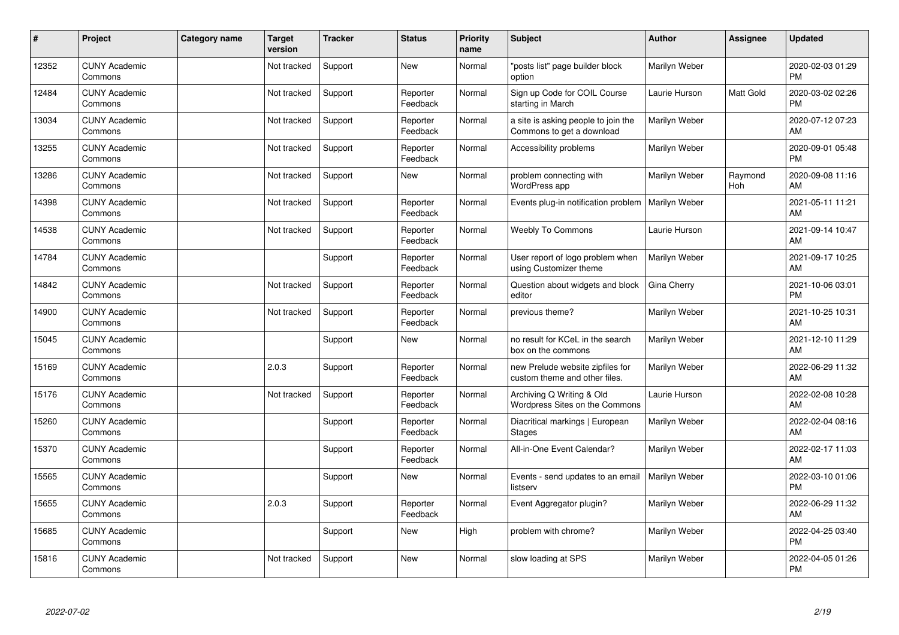| # | Project | Category name | Target version | Tracker | Status | Priority name | Subject | Author | Assignee | Updated |
|---|---|---|---|---|---|---|---|---|---|---|
| 12352 | CUNY Academic Commons | | Not tracked | Support | New | Normal | "posts list" page builder block option | Marilyn Weber | | 2020-02-03 01:29 PM |
| 12484 | CUNY Academic Commons | | Not tracked | Support | Reporter Feedback | Normal | Sign up Code for COIL Course starting in March | Laurie Hurson | Matt Gold | 2020-03-02 02:26 PM |
| 13034 | CUNY Academic Commons | | Not tracked | Support | Reporter Feedback | Normal | a site is asking people to join the Commons to get a download | Marilyn Weber | | 2020-07-12 07:23 AM |
| 13255 | CUNY Academic Commons | | Not tracked | Support | Reporter Feedback | Normal | Accessibility problems | Marilyn Weber | | 2020-09-01 05:48 PM |
| 13286 | CUNY Academic Commons | | Not tracked | Support | New | Normal | problem connecting with WordPress app | Marilyn Weber | Raymond Hoh | 2020-09-08 11:16 AM |
| 14398 | CUNY Academic Commons | | Not tracked | Support | Reporter Feedback | Normal | Events plug-in notification problem | Marilyn Weber | | 2021-05-11 11:21 AM |
| 14538 | CUNY Academic Commons | | Not tracked | Support | Reporter Feedback | Normal | Weebly To Commons | Laurie Hurson | | 2021-09-14 10:47 AM |
| 14784 | CUNY Academic Commons | | | Support | Reporter Feedback | Normal | User report of logo problem when using Customizer theme | Marilyn Weber | | 2021-09-17 10:25 AM |
| 14842 | CUNY Academic Commons | | Not tracked | Support | Reporter Feedback | Normal | Question about widgets and block editor | Gina Cherry | | 2021-10-06 03:01 PM |
| 14900 | CUNY Academic Commons | | Not tracked | Support | Reporter Feedback | Normal | previous theme? | Marilyn Weber | | 2021-10-25 10:31 AM |
| 15045 | CUNY Academic Commons | | | Support | New | Normal | no result for KCeL in the search box on the commons | Marilyn Weber | | 2021-12-10 11:29 AM |
| 15169 | CUNY Academic Commons | | 2.0.3 | Support | Reporter Feedback | Normal | new Prelude website zipfiles for custom theme and other files. | Marilyn Weber | | 2022-06-29 11:32 AM |
| 15176 | CUNY Academic Commons | | Not tracked | Support | Reporter Feedback | Normal | Archiving Q Writing & Old Wordpress Sites on the Commons | Laurie Hurson | | 2022-02-08 10:28 AM |
| 15260 | CUNY Academic Commons | | | Support | Reporter Feedback | Normal | Diacritical markings \| European Stages | Marilyn Weber | | 2022-02-04 08:16 AM |
| 15370 | CUNY Academic Commons | | | Support | Reporter Feedback | Normal | All-in-One Event Calendar? | Marilyn Weber | | 2022-02-17 11:03 AM |
| 15565 | CUNY Academic Commons | | | Support | New | Normal | Events - send updates to an email listserv | Marilyn Weber | | 2022-03-10 01:06 PM |
| 15655 | CUNY Academic Commons | | 2.0.3 | Support | Reporter Feedback | Normal | Event Aggregator plugin? | Marilyn Weber | | 2022-06-29 11:32 AM |
| 15685 | CUNY Academic Commons | | | Support | New | High | problem with chrome? | Marilyn Weber | | 2022-04-25 03:40 PM |
| 15816 | CUNY Academic Commons | | Not tracked | Support | New | Normal | slow loading at SPS | Marilyn Weber | | 2022-04-05 01:26 PM |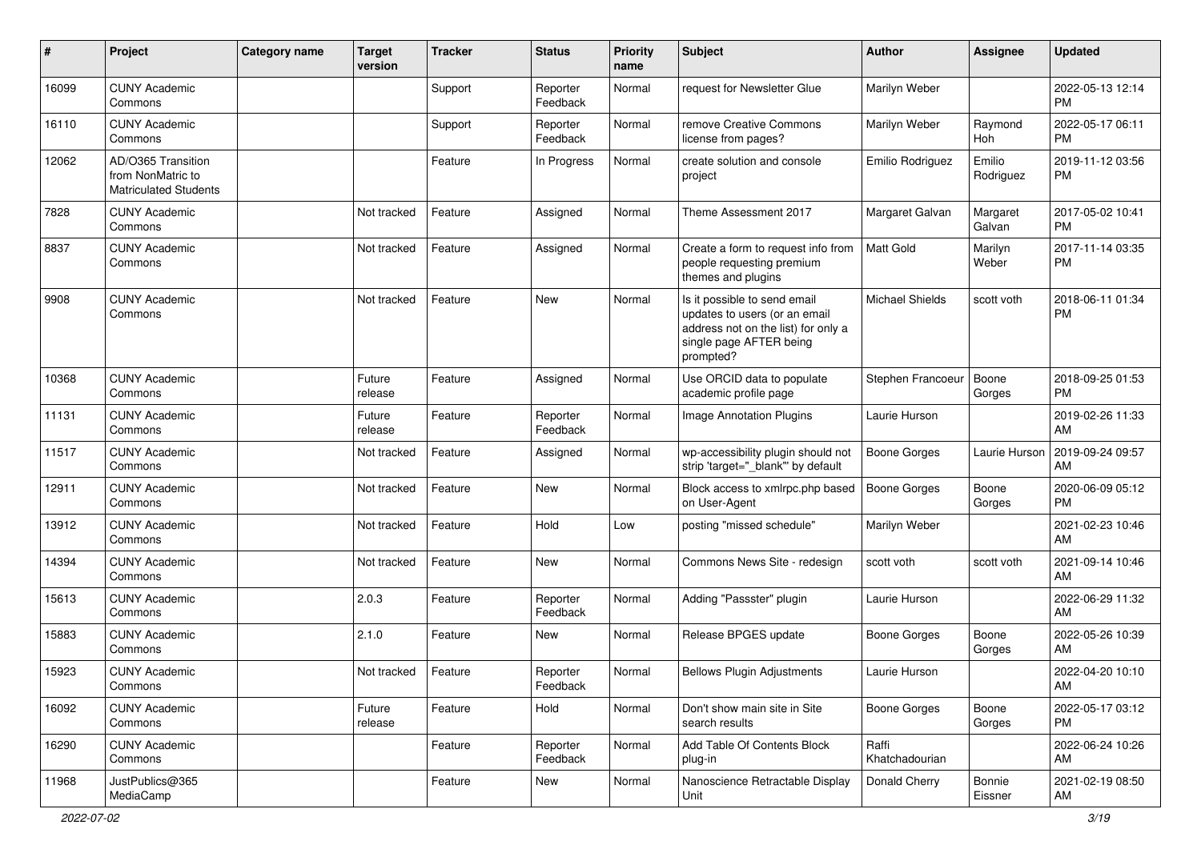| # | Project | Category name | Target version | Tracker | Status | Priority name | Subject | Author | Assignee | Updated |
|---|---|---|---|---|---|---|---|---|---|---|
| 16099 | CUNY Academic Commons | | | Support | Reporter Feedback | Normal | request for Newsletter Glue | Marilyn Weber | | 2022-05-13 12:14 PM |
| 16110 | CUNY Academic Commons | | | Support | Reporter Feedback | Normal | remove Creative Commons license from pages? | Marilyn Weber | Raymond Hoh | 2022-05-17 06:11 PM |
| 12062 | AD/O365 Transition from NonMatric to Matriculated Students | | | Feature | In Progress | Normal | create solution and console project | Emilio Rodriguez | Emilio Rodriguez | 2019-11-12 03:56 PM |
| 7828 | CUNY Academic Commons | | Not tracked | Feature | Assigned | Normal | Theme Assessment 2017 | Margaret Galvan | Margaret Galvan | 2017-05-02 10:41 PM |
| 8837 | CUNY Academic Commons | | Not tracked | Feature | Assigned | Normal | Create a form to request info from people requesting premium themes and plugins | Matt Gold | Marilyn Weber | 2017-11-14 03:35 PM |
| 9908 | CUNY Academic Commons | | Not tracked | Feature | New | Normal | Is it possible to send email updates to users (or an email address not on the list) for only a single page AFTER being prompted? | Michael Shields | scott voth | 2018-06-11 01:34 PM |
| 10368 | CUNY Academic Commons | | Future release | Feature | Assigned | Normal | Use ORCID data to populate academic profile page | Stephen Francoeur | Boone Gorges | 2018-09-25 01:53 PM |
| 11131 | CUNY Academic Commons | | Future release | Feature | Reporter Feedback | Normal | Image Annotation Plugins | Laurie Hurson | | 2019-02-26 11:33 AM |
| 11517 | CUNY Academic Commons | | Not tracked | Feature | Assigned | Normal | wp-accessibility plugin should not strip 'target="_blank"' by default | Boone Gorges | Laurie Hurson | 2019-09-24 09:57 AM |
| 12911 | CUNY Academic Commons | | Not tracked | Feature | New | Normal | Block access to xmlrpc.php based on User-Agent | Boone Gorges | Boone Gorges | 2020-06-09 05:12 PM |
| 13912 | CUNY Academic Commons | | Not tracked | Feature | Hold | Low | posting "missed schedule" | Marilyn Weber | | 2021-02-23 10:46 AM |
| 14394 | CUNY Academic Commons | | Not tracked | Feature | New | Normal | Commons News Site - redesign | scott voth | scott voth | 2021-09-14 10:46 AM |
| 15613 | CUNY Academic Commons | | 2.0.3 | Feature | Reporter Feedback | Normal | Adding "Passster" plugin | Laurie Hurson | | 2022-06-29 11:32 AM |
| 15883 | CUNY Academic Commons | | 2.1.0 | Feature | New | Normal | Release BPGES update | Boone Gorges | Boone Gorges | 2022-05-26 10:39 AM |
| 15923 | CUNY Academic Commons | | Not tracked | Feature | Reporter Feedback | Normal | Bellows Plugin Adjustments | Laurie Hurson | | 2022-04-20 10:10 AM |
| 16092 | CUNY Academic Commons | | Future release | Feature | Hold | Normal | Don't show main site in Site search results | Boone Gorges | Boone Gorges | 2022-05-17 03:12 PM |
| 16290 | CUNY Academic Commons | | | Feature | Reporter Feedback | Normal | Add Table Of Contents Block plug-in | Raffi Khatchadourian | | 2022-06-24 10:26 AM |
| 11968 | JustPublics@365 MediaCamp | | | Feature | New | Normal | Nanoscience Retractable Display Unit | Donald Cherry | Bonnie Eissner | 2021-02-19 08:50 AM |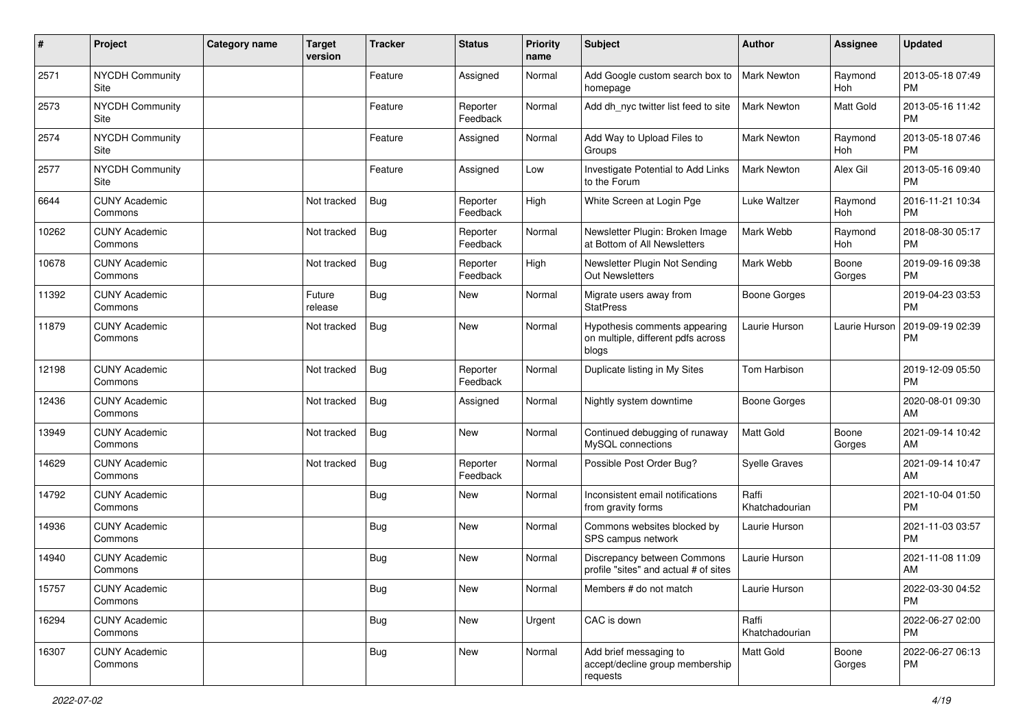| # | Project | Category name | Target version | Tracker | Status | Priority name | Subject | Author | Assignee | Updated |
|---|---|---|---|---|---|---|---|---|---|---|
| 2571 | NYCDH Community Site | | | Feature | Assigned | Normal | Add Google custom search box to homepage | Mark Newton | Raymond Hoh | 2013-05-18 07:49 PM |
| 2573 | NYCDH Community Site | | | Feature | Reporter Feedback | Normal | Add dh_nyc twitter list feed to site | Mark Newton | Matt Gold | 2013-05-16 11:42 PM |
| 2574 | NYCDH Community Site | | | Feature | Assigned | Normal | Add Way to Upload Files to Groups | Mark Newton | Raymond Hoh | 2013-05-18 07:46 PM |
| 2577 | NYCDH Community Site | | | Feature | Assigned | Low | Investigate Potential to Add Links to the Forum | Mark Newton | Alex Gil | 2013-05-16 09:40 PM |
| 6644 | CUNY Academic Commons | | Not tracked | Bug | Reporter Feedback | High | White Screen at Login Pge | Luke Waltzer | Raymond Hoh | 2016-11-21 10:34 PM |
| 10262 | CUNY Academic Commons | | Not tracked | Bug | Reporter Feedback | Normal | Newsletter Plugin: Broken Image at Bottom of All Newsletters | Mark Webb | Raymond Hoh | 2018-08-30 05:17 PM |
| 10678 | CUNY Academic Commons | | Not tracked | Bug | Reporter Feedback | High | Newsletter Plugin Not Sending Out Newsletters | Mark Webb | Boone Gorges | 2019-09-16 09:38 PM |
| 11392 | CUNY Academic Commons | | Future release | Bug | New | Normal | Migrate users away from StatPress | Boone Gorges | | 2019-04-23 03:53 PM |
| 11879 | CUNY Academic Commons | | Not tracked | Bug | New | Normal | Hypothesis comments appearing on multiple, different pdfs across blogs | Laurie Hurson | Laurie Hurson | 2019-09-19 02:39 PM |
| 12198 | CUNY Academic Commons | | Not tracked | Bug | Reporter Feedback | Normal | Duplicate listing in My Sites | Tom Harbison | | 2019-12-09 05:50 PM |
| 12436 | CUNY Academic Commons | | Not tracked | Bug | Assigned | Normal | Nightly system downtime | Boone Gorges | | 2020-08-01 09:30 AM |
| 13949 | CUNY Academic Commons | | Not tracked | Bug | New | Normal | Continued debugging of runaway MySQL connections | Matt Gold | Boone Gorges | 2021-09-14 10:42 AM |
| 14629 | CUNY Academic Commons | | Not tracked | Bug | Reporter Feedback | Normal | Possible Post Order Bug? | Syelle Graves | | 2021-09-14 10:47 AM |
| 14792 | CUNY Academic Commons | | | Bug | New | Normal | Inconsistent email notifications from gravity forms | Raffi Khatchadourian | | 2021-10-04 01:50 PM |
| 14936 | CUNY Academic Commons | | | Bug | New | Normal | Commons websites blocked by SPS campus network | Laurie Hurson | | 2021-11-03 03:57 PM |
| 14940 | CUNY Academic Commons | | | Bug | New | Normal | Discrepancy between Commons profile "sites" and actual # of sites | Laurie Hurson | | 2021-11-08 11:09 AM |
| 15757 | CUNY Academic Commons | | | Bug | New | Normal | Members # do not match | Laurie Hurson | | 2022-03-30 04:52 PM |
| 16294 | CUNY Academic Commons | | | Bug | New | Urgent | CAC is down | Raffi Khatchadourian | | 2022-06-27 02:00 PM |
| 16307 | CUNY Academic Commons | | | Bug | New | Normal | Add brief messaging to accept/decline group membership requests | Matt Gold | Boone Gorges | 2022-06-27 06:13 PM |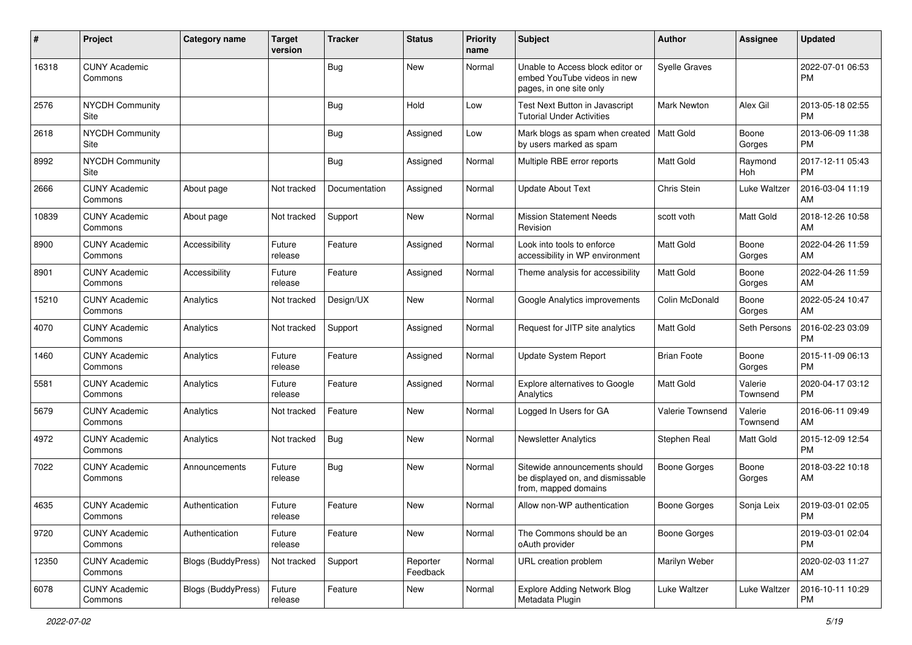| # | Project | Category name | Target version | Tracker | Status | Priority name | Subject | Author | Assignee | Updated |
|---|---|---|---|---|---|---|---|---|---|---|
| 16318 | CUNY Academic Commons | | | Bug | New | Normal | Unable to Access block editor or embed YouTube videos in new pages, in one site only | Syelle Graves | | 2022-07-01 06:53 PM |
| 2576 | NYCDH Community Site | | | Bug | Hold | Low | Test Next Button in Javascript Tutorial Under Activities | Mark Newton | Alex Gil | 2013-05-18 02:55 PM |
| 2618 | NYCDH Community Site | | | Bug | Assigned | Low | Mark blogs as spam when created by users marked as spam | Matt Gold | Boone Gorges | 2013-06-09 11:38 PM |
| 8992 | NYCDH Community Site | | | Bug | Assigned | Normal | Multiple RBE error reports | Matt Gold | Raymond Hoh | 2017-12-11 05:43 PM |
| 2666 | CUNY Academic Commons | About page | Not tracked | Documentation | Assigned | Normal | Update About Text | Chris Stein | Luke Waltzer | 2016-03-04 11:19 AM |
| 10839 | CUNY Academic Commons | About page | Not tracked | Support | New | Normal | Mission Statement Needs Revision | scott voth | Matt Gold | 2018-12-26 10:58 AM |
| 8900 | CUNY Academic Commons | Accessibility | Future release | Feature | Assigned | Normal | Look into tools to enforce accessibility in WP environment | Matt Gold | Boone Gorges | 2022-04-26 11:59 AM |
| 8901 | CUNY Academic Commons | Accessibility | Future release | Feature | Assigned | Normal | Theme analysis for accessibility | Matt Gold | Boone Gorges | 2022-04-26 11:59 AM |
| 15210 | CUNY Academic Commons | Analytics | Not tracked | Design/UX | New | Normal | Google Analytics improvements | Colin McDonald | Boone Gorges | 2022-05-24 10:47 AM |
| 4070 | CUNY Academic Commons | Analytics | Not tracked | Support | Assigned | Normal | Request for JITP site analytics | Matt Gold | Seth Persons | 2016-02-23 03:09 PM |
| 1460 | CUNY Academic Commons | Analytics | Future release | Feature | Assigned | Normal | Update System Report | Brian Foote | Boone Gorges | 2015-11-09 06:13 PM |
| 5581 | CUNY Academic Commons | Analytics | Future release | Feature | Assigned | Normal | Explore alternatives to Google Analytics | Matt Gold | Valerie Townsend | 2020-04-17 03:12 PM |
| 5679 | CUNY Academic Commons | Analytics | Not tracked | Feature | New | Normal | Logged In Users for GA | Valerie Townsend | Valerie Townsend | 2016-06-11 09:49 AM |
| 4972 | CUNY Academic Commons | Analytics | Not tracked | Bug | New | Normal | Newsletter Analytics | Stephen Real | Matt Gold | 2015-12-09 12:54 PM |
| 7022 | CUNY Academic Commons | Announcements | Future release | Bug | New | Normal | Sitewide announcements should be displayed on, and dismissable from, mapped domains | Boone Gorges | Boone Gorges | 2018-03-22 10:18 AM |
| 4635 | CUNY Academic Commons | Authentication | Future release | Feature | New | Normal | Allow non-WP authentication | Boone Gorges | Sonja Leix | 2019-03-01 02:05 PM |
| 9720 | CUNY Academic Commons | Authentication | Future release | Feature | New | Normal | The Commons should be an oAuth provider | Boone Gorges | | 2019-03-01 02:04 PM |
| 12350 | CUNY Academic Commons | Blogs (BuddyPress) | Not tracked | Support | Reporter Feedback | Normal | URL creation problem | Marilyn Weber | | 2020-02-03 11:27 AM |
| 6078 | CUNY Academic Commons | Blogs (BuddyPress) | Future release | Feature | New | Normal | Explore Adding Network Blog Metadata Plugin | Luke Waltzer | Luke Waltzer | 2016-10-11 10:29 PM |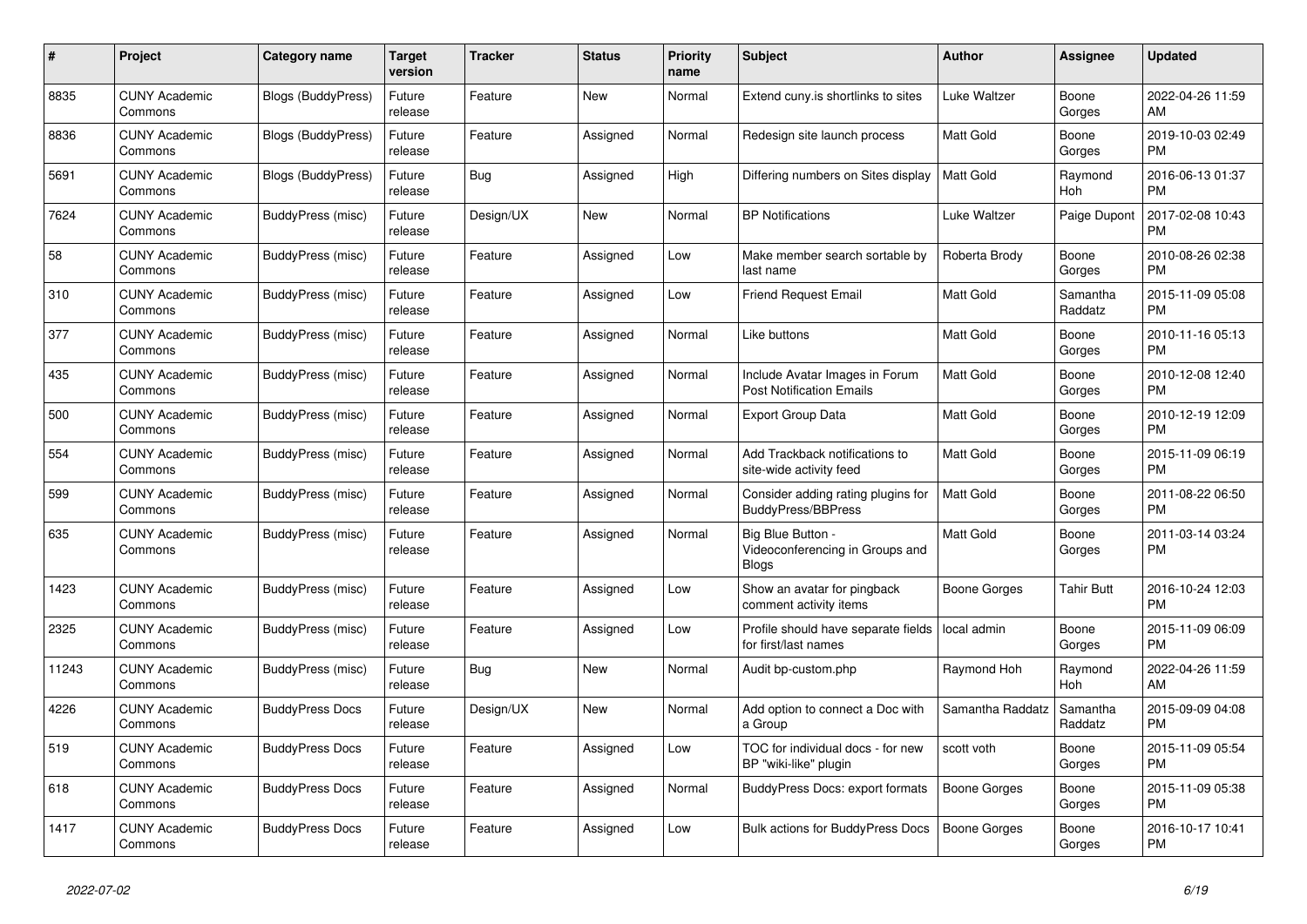| # | Project | Category name | Target version | Tracker | Status | Priority name | Subject | Author | Assignee | Updated |
|---|---|---|---|---|---|---|---|---|---|---|
| 8835 | CUNY Academic Commons | Blogs (BuddyPress) | Future release | Feature | New | Normal | Extend cuny.is shortlinks to sites | Luke Waltzer | Boone Gorges | 2022-04-26 11:59 AM |
| 8836 | CUNY Academic Commons | Blogs (BuddyPress) | Future release | Feature | Assigned | Normal | Redesign site launch process | Matt Gold | Boone Gorges | 2019-10-03 02:49 PM |
| 5691 | CUNY Academic Commons | Blogs (BuddyPress) | Future release | Bug | Assigned | High | Differing numbers on Sites display | Matt Gold | Raymond Hoh | 2016-06-13 01:37 PM |
| 7624 | CUNY Academic Commons | BuddyPress (misc) | Future release | Design/UX | New | Normal | BP Notifications | Luke Waltzer | Paige Dupont | 2017-02-08 10:43 PM |
| 58 | CUNY Academic Commons | BuddyPress (misc) | Future release | Feature | Assigned | Low | Make member search sortable by last name | Roberta Brody | Boone Gorges | 2010-08-26 02:38 PM |
| 310 | CUNY Academic Commons | BuddyPress (misc) | Future release | Feature | Assigned | Low | Friend Request Email | Matt Gold | Samantha Raddatz | 2015-11-09 05:08 PM |
| 377 | CUNY Academic Commons | BuddyPress (misc) | Future release | Feature | Assigned | Normal | Like buttons | Matt Gold | Boone Gorges | 2010-11-16 05:13 PM |
| 435 | CUNY Academic Commons | BuddyPress (misc) | Future release | Feature | Assigned | Normal | Include Avatar Images in Forum Post Notification Emails | Matt Gold | Boone Gorges | 2010-12-08 12:40 PM |
| 500 | CUNY Academic Commons | BuddyPress (misc) | Future release | Feature | Assigned | Normal | Export Group Data | Matt Gold | Boone Gorges | 2010-12-19 12:09 PM |
| 554 | CUNY Academic Commons | BuddyPress (misc) | Future release | Feature | Assigned | Normal | Add Trackback notifications to site-wide activity feed | Matt Gold | Boone Gorges | 2015-11-09 06:19 PM |
| 599 | CUNY Academic Commons | BuddyPress (misc) | Future release | Feature | Assigned | Normal | Consider adding rating plugins for BuddyPress/BBPress | Matt Gold | Boone Gorges | 2011-08-22 06:50 PM |
| 635 | CUNY Academic Commons | BuddyPress (misc) | Future release | Feature | Assigned | Normal | Big Blue Button - Videoconferencing in Groups and Blogs | Matt Gold | Boone Gorges | 2011-03-14 03:24 PM |
| 1423 | CUNY Academic Commons | BuddyPress (misc) | Future release | Feature | Assigned | Low | Show an avatar for pingback comment activity items | Boone Gorges | Tahir Butt | 2016-10-24 12:03 PM |
| 2325 | CUNY Academic Commons | BuddyPress (misc) | Future release | Feature | Assigned | Low | Profile should have separate fields for first/last names | local admin | Boone Gorges | 2015-11-09 06:09 PM |
| 11243 | CUNY Academic Commons | BuddyPress (misc) | Future release | Bug | New | Normal | Audit bp-custom.php | Raymond Hoh | Raymond Hoh | 2022-04-26 11:59 AM |
| 4226 | CUNY Academic Commons | BuddyPress Docs | Future release | Design/UX | New | Normal | Add option to connect a Doc with a Group | Samantha Raddatz | Samantha Raddatz | 2015-09-09 04:08 PM |
| 519 | CUNY Academic Commons | BuddyPress Docs | Future release | Feature | Assigned | Low | TOC for individual docs - for new BP "wiki-like" plugin | scott voth | Boone Gorges | 2015-11-09 05:54 PM |
| 618 | CUNY Academic Commons | BuddyPress Docs | Future release | Feature | Assigned | Normal | BuddyPress Docs: export formats | Boone Gorges | Boone Gorges | 2015-11-09 05:38 PM |
| 1417 | CUNY Academic Commons | BuddyPress Docs | Future release | Feature | Assigned | Low | Bulk actions for BuddyPress Docs | Boone Gorges | Boone Gorges | 2016-10-17 10:41 PM |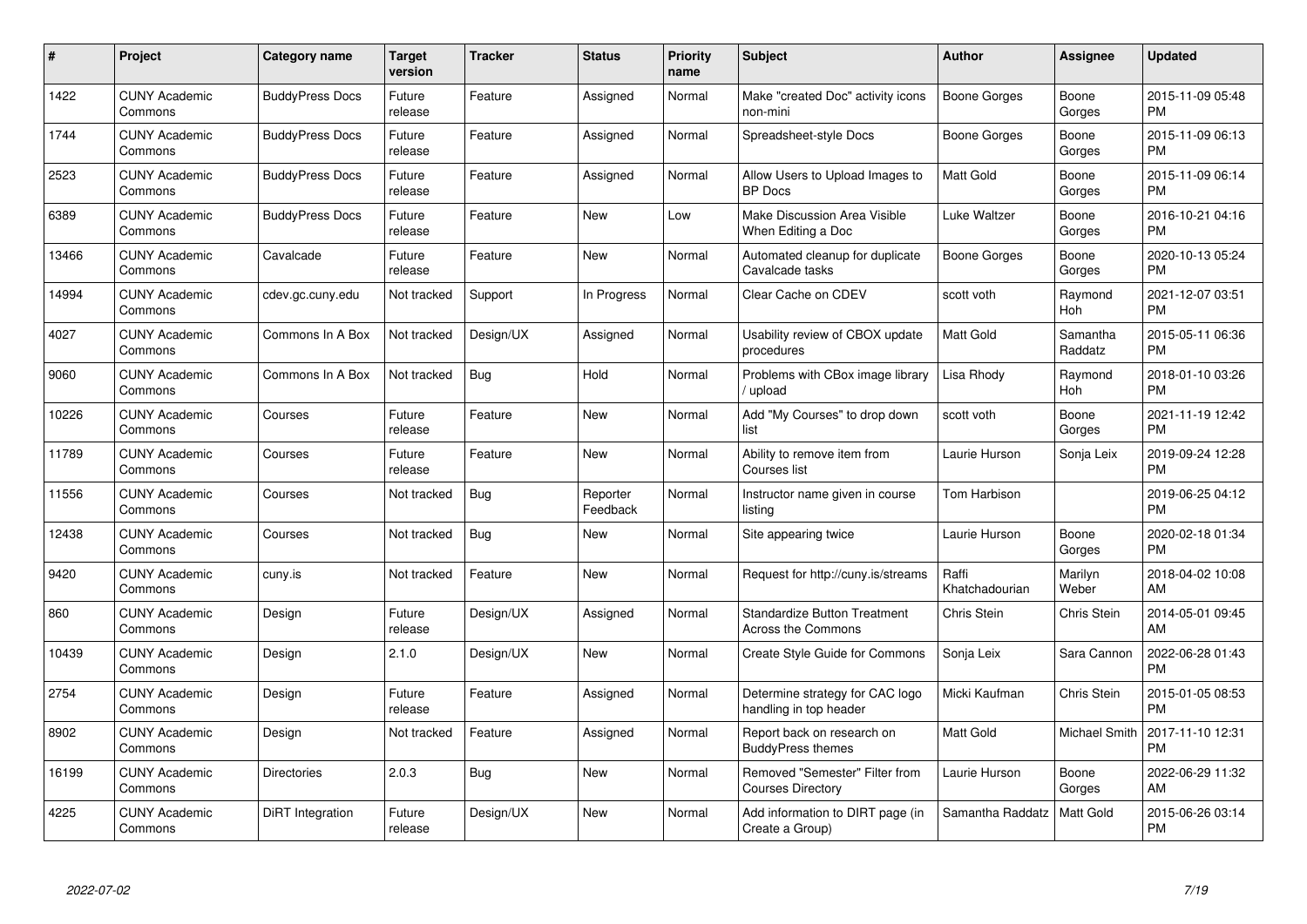| # | Project | Category name | Target version | Tracker | Status | Priority name | Subject | Author | Assignee | Updated |
|---|---|---|---|---|---|---|---|---|---|---|
| 1422 | CUNY Academic Commons | BuddyPress Docs | Future release | Feature | Assigned | Normal | Make "created Doc" activity icons non-mini | Boone Gorges | Boone Gorges | 2015-11-09 05:48 PM |
| 1744 | CUNY Academic Commons | BuddyPress Docs | Future release | Feature | Assigned | Normal | Spreadsheet-style Docs | Boone Gorges | Boone Gorges | 2015-11-09 06:13 PM |
| 2523 | CUNY Academic Commons | BuddyPress Docs | Future release | Feature | Assigned | Normal | Allow Users to Upload Images to BP Docs | Matt Gold | Boone Gorges | 2015-11-09 06:14 PM |
| 6389 | CUNY Academic Commons | BuddyPress Docs | Future release | Feature | New | Low | Make Discussion Area Visible When Editing a Doc | Luke Waltzer | Boone Gorges | 2016-10-21 04:16 PM |
| 13466 | CUNY Academic Commons | Cavalcade | Future release | Feature | New | Normal | Automated cleanup for duplicate Cavalcade tasks | Boone Gorges | Boone Gorges | 2020-10-13 05:24 PM |
| 14994 | CUNY Academic Commons | cdev.gc.cuny.edu | Not tracked | Support | In Progress | Normal | Clear Cache on CDEV | scott voth | Raymond Hoh | 2021-12-07 03:51 PM |
| 4027 | CUNY Academic Commons | Commons In A Box | Not tracked | Design/UX | Assigned | Normal | Usability review of CBOX update procedures | Matt Gold | Samantha Raddatz | 2015-05-11 06:36 PM |
| 9060 | CUNY Academic Commons | Commons In A Box | Not tracked | Bug | Hold | Normal | Problems with CBox image library / upload | Lisa Rhody | Raymond Hoh | 2018-01-10 03:26 PM |
| 10226 | CUNY Academic Commons | Courses | Future release | Feature | New | Normal | Add "My Courses" to drop down list | scott voth | Boone Gorges | 2021-11-19 12:42 PM |
| 11789 | CUNY Academic Commons | Courses | Future release | Feature | New | Normal | Ability to remove item from Courses list | Laurie Hurson | Sonja Leix | 2019-09-24 12:28 PM |
| 11556 | CUNY Academic Commons | Courses | Not tracked | Bug | Reporter Feedback | Normal | Instructor name given in course listing | Tom Harbison | | 2019-06-25 04:12 PM |
| 12438 | CUNY Academic Commons | Courses | Not tracked | Bug | New | Normal | Site appearing twice | Laurie Hurson | Boone Gorges | 2020-02-18 01:34 PM |
| 9420 | CUNY Academic Commons | cuny.is | Not tracked | Feature | New | Normal | Request for http://cuny.is/streams | Raffi Khatchadourian | Marilyn Weber | 2018-04-02 10:08 AM |
| 860 | CUNY Academic Commons | Design | Future release | Design/UX | Assigned | Normal | Standardize Button Treatment Across the Commons | Chris Stein | Chris Stein | 2014-05-01 09:45 AM |
| 10439 | CUNY Academic Commons | Design | 2.1.0 | Design/UX | New | Normal | Create Style Guide for Commons | Sonja Leix | Sara Cannon | 2022-06-28 01:43 PM |
| 2754 | CUNY Academic Commons | Design | Future release | Feature | Assigned | Normal | Determine strategy for CAC logo handling in top header | Micki Kaufman | Chris Stein | 2015-01-05 08:53 PM |
| 8902 | CUNY Academic Commons | Design | Not tracked | Feature | Assigned | Normal | Report back on research on BuddyPress themes | Matt Gold | Michael Smith | 2017-11-10 12:31 PM |
| 16199 | CUNY Academic Commons | Directories | 2.0.3 | Bug | New | Normal | Removed "Semester" Filter from Courses Directory | Laurie Hurson | Boone Gorges | 2022-06-29 11:32 AM |
| 4225 | CUNY Academic Commons | DiRT Integration | Future release | Design/UX | New | Normal | Add information to DIRT page (in Create a Group) | Samantha Raddatz | Matt Gold | 2015-06-26 03:14 PM |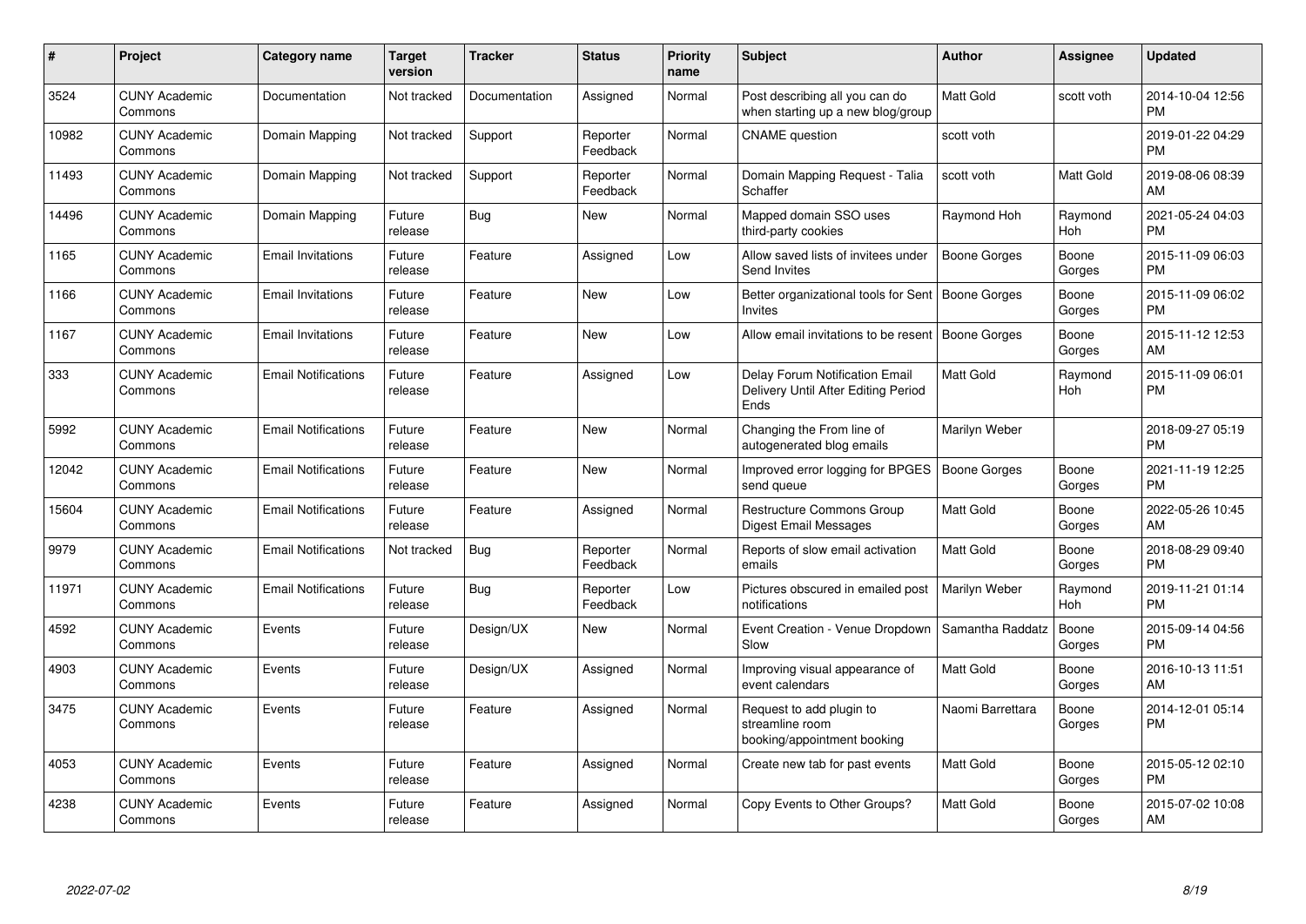| # | Project | Category name | Target version | Tracker | Status | Priority name | Subject | Author | Assignee | Updated |
|---|---|---|---|---|---|---|---|---|---|---|
| 3524 | CUNY Academic Commons | Documentation | Not tracked | Documentation | Assigned | Normal | Post describing all you can do when starting up a new blog/group | Matt Gold | scott voth | 2014-10-04 12:56 PM |
| 10982 | CUNY Academic Commons | Domain Mapping | Not tracked | Support | Reporter Feedback | Normal | CNAME question | scott voth | | 2019-01-22 04:29 PM |
| 11493 | CUNY Academic Commons | Domain Mapping | Not tracked | Support | Reporter Feedback | Normal | Domain Mapping Request - Talia Schaffer | scott voth | Matt Gold | 2019-08-06 08:39 AM |
| 14496 | CUNY Academic Commons | Domain Mapping | Future release | Bug | New | Normal | Mapped domain SSO uses third-party cookies | Raymond Hoh | Raymond Hoh | 2021-05-24 04:03 PM |
| 1165 | CUNY Academic Commons | Email Invitations | Future release | Feature | Assigned | Low | Allow saved lists of invitees under Send Invites | Boone Gorges | Boone Gorges | 2015-11-09 06:03 PM |
| 1166 | CUNY Academic Commons | Email Invitations | Future release | Feature | New | Low | Better organizational tools for Sent Invites | Boone Gorges | Boone Gorges | 2015-11-09 06:02 PM |
| 1167 | CUNY Academic Commons | Email Invitations | Future release | Feature | New | Low | Allow email invitations to be resent | Boone Gorges | Boone Gorges | 2015-11-12 12:53 AM |
| 333 | CUNY Academic Commons | Email Notifications | Future release | Feature | Assigned | Low | Delay Forum Notification Email Delivery Until After Editing Period Ends | Matt Gold | Raymond Hoh | 2015-11-09 06:01 PM |
| 5992 | CUNY Academic Commons | Email Notifications | Future release | Feature | New | Normal | Changing the From line of autogenerated blog emails | Marilyn Weber | | 2018-09-27 05:19 PM |
| 12042 | CUNY Academic Commons | Email Notifications | Future release | Feature | New | Normal | Improved error logging for BPGES send queue | Boone Gorges | Boone Gorges | 2021-11-19 12:25 PM |
| 15604 | CUNY Academic Commons | Email Notifications | Future release | Feature | Assigned | Normal | Restructure Commons Group Digest Email Messages | Matt Gold | Boone Gorges | 2022-05-26 10:45 AM |
| 9979 | CUNY Academic Commons | Email Notifications | Not tracked | Bug | Reporter Feedback | Normal | Reports of slow email activation emails | Matt Gold | Boone Gorges | 2018-08-29 09:40 PM |
| 11971 | CUNY Academic Commons | Email Notifications | Future release | Bug | Reporter Feedback | Low | Pictures obscured in emailed post notifications | Marilyn Weber | Raymond Hoh | 2019-11-21 01:14 PM |
| 4592 | CUNY Academic Commons | Events | Future release | Design/UX | New | Normal | Event Creation - Venue Dropdown Slow | Samantha Raddatz | Boone Gorges | 2015-09-14 04:56 PM |
| 4903 | CUNY Academic Commons | Events | Future release | Design/UX | Assigned | Normal | Improving visual appearance of event calendars | Matt Gold | Boone Gorges | 2016-10-13 11:51 AM |
| 3475 | CUNY Academic Commons | Events | Future release | Feature | Assigned | Normal | Request to add plugin to streamline room booking/appointment booking | Naomi Barrettara | Boone Gorges | 2014-12-01 05:14 PM |
| 4053 | CUNY Academic Commons | Events | Future release | Feature | Assigned | Normal | Create new tab for past events | Matt Gold | Boone Gorges | 2015-05-12 02:10 PM |
| 4238 | CUNY Academic Commons | Events | Future release | Feature | Assigned | Normal | Copy Events to Other Groups? | Matt Gold | Boone Gorges | 2015-07-02 10:08 AM |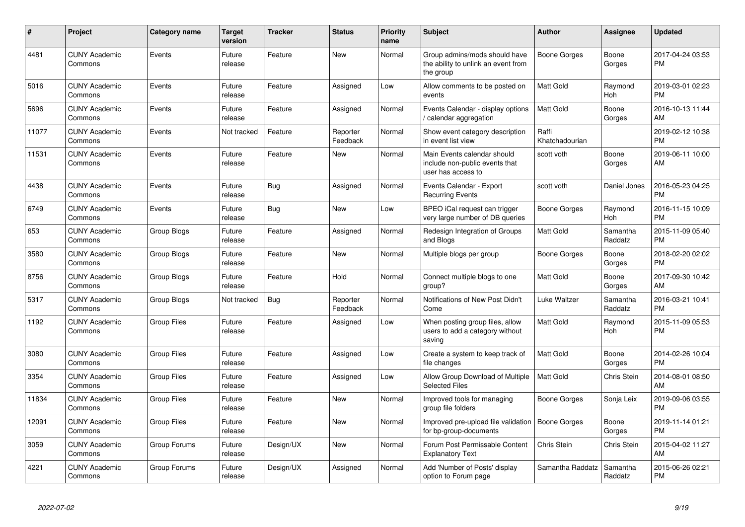| # | Project | Category name | Target version | Tracker | Status | Priority name | Subject | Author | Assignee | Updated |
|---|---|---|---|---|---|---|---|---|---|---|
| 4481 | CUNY Academic Commons | Events | Future release | Feature | New | Normal | Group admins/mods should have the ability to unlink an event from the group | Boone Gorges | Boone Gorges | 2017-04-24 03:53 PM |
| 5016 | CUNY Academic Commons | Events | Future release | Feature | Assigned | Low | Allow comments to be posted on events | Matt Gold | Raymond Hoh | 2019-03-01 02:23 PM |
| 5696 | CUNY Academic Commons | Events | Future release | Feature | Assigned | Normal | Events Calendar - display options / calendar aggregation | Matt Gold | Boone Gorges | 2016-10-13 11:44 AM |
| 11077 | CUNY Academic Commons | Events | Not tracked | Feature | Reporter Feedback | Normal | Show event category description in event list view | Raffi Khatchadourian | | 2019-02-12 10:38 PM |
| 11531 | CUNY Academic Commons | Events | Future release | Feature | New | Normal | Main Events calendar should include non-public events that user has access to | scott voth | Boone Gorges | 2019-06-11 10:00 AM |
| 4438 | CUNY Academic Commons | Events | Future release | Bug | Assigned | Normal | Events Calendar - Export Recurring Events | scott voth | Daniel Jones | 2016-05-23 04:25 PM |
| 6749 | CUNY Academic Commons | Events | Future release | Bug | New | Low | BPEO iCal request can trigger very large number of DB queries | Boone Gorges | Raymond Hoh | 2016-11-15 10:09 PM |
| 653 | CUNY Academic Commons | Group Blogs | Future release | Feature | Assigned | Normal | Redesign Integration of Groups and Blogs | Matt Gold | Samantha Raddatz | 2015-11-09 05:40 PM |
| 3580 | CUNY Academic Commons | Group Blogs | Future release | Feature | New | Normal | Multiple blogs per group | Boone Gorges | Boone Gorges | 2018-02-20 02:02 PM |
| 8756 | CUNY Academic Commons | Group Blogs | Future release | Feature | Hold | Normal | Connect multiple blogs to one group? | Matt Gold | Boone Gorges | 2017-09-30 10:42 AM |
| 5317 | CUNY Academic Commons | Group Blogs | Not tracked | Bug | Reporter Feedback | Normal | Notifications of New Post Didn't Come | Luke Waltzer | Samantha Raddatz | 2016-03-21 10:41 PM |
| 1192 | CUNY Academic Commons | Group Files | Future release | Feature | Assigned | Low | When posting group files, allow users to add a category without saving | Matt Gold | Raymond Hoh | 2015-11-09 05:53 PM |
| 3080 | CUNY Academic Commons | Group Files | Future release | Feature | Assigned | Low | Create a system to keep track of file changes | Matt Gold | Boone Gorges | 2014-02-26 10:04 PM |
| 3354 | CUNY Academic Commons | Group Files | Future release | Feature | Assigned | Low | Allow Group Download of Multiple Selected Files | Matt Gold | Chris Stein | 2014-08-01 08:50 AM |
| 11834 | CUNY Academic Commons | Group Files | Future release | Feature | New | Normal | Improved tools for managing group file folders | Boone Gorges | Sonja Leix | 2019-09-06 03:55 PM |
| 12091 | CUNY Academic Commons | Group Files | Future release | Feature | New | Normal | Improved pre-upload file validation for bp-group-documents | Boone Gorges | Boone Gorges | 2019-11-14 01:21 PM |
| 3059 | CUNY Academic Commons | Group Forums | Future release | Design/UX | New | Normal | Forum Post Permissable Content Explanatory Text | Chris Stein | Chris Stein | 2015-04-02 11:27 AM |
| 4221 | CUNY Academic Commons | Group Forums | Future release | Design/UX | Assigned | Normal | Add 'Number of Posts' display option to Forum page | Samantha Raddatz | Samantha Raddatz | 2015-06-26 02:21 PM |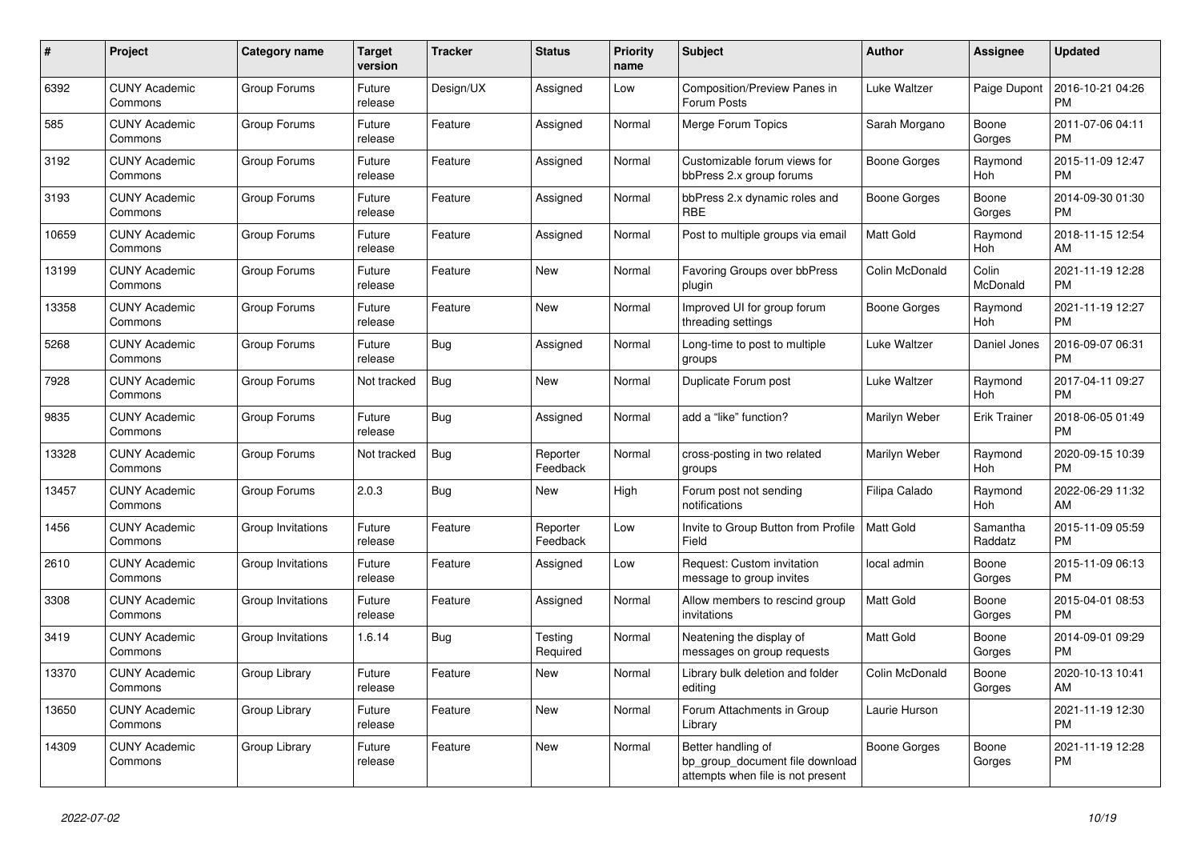| # | Project | Category name | Target version | Tracker | Status | Priority name | Subject | Author | Assignee | Updated |
|---|---|---|---|---|---|---|---|---|---|---|
| 6392 | CUNY Academic Commons | Group Forums | Future release | Design/UX | Assigned | Low | Composition/Preview Panes in Forum Posts | Luke Waltzer | Paige Dupont | 2016-10-21 04:26 PM |
| 585 | CUNY Academic Commons | Group Forums | Future release | Feature | Assigned | Normal | Merge Forum Topics | Sarah Morgano | Boone Gorges | 2011-07-06 04:11 PM |
| 3192 | CUNY Academic Commons | Group Forums | Future release | Feature | Assigned | Normal | Customizable forum views for bbPress 2.x group forums | Boone Gorges | Raymond Hoh | 2015-11-09 12:47 PM |
| 3193 | CUNY Academic Commons | Group Forums | Future release | Feature | Assigned | Normal | bbPress 2.x dynamic roles and RBE | Boone Gorges | Boone Gorges | 2014-09-30 01:30 PM |
| 10659 | CUNY Academic Commons | Group Forums | Future release | Feature | Assigned | Normal | Post to multiple groups via email | Matt Gold | Raymond Hoh | 2018-11-15 12:54 AM |
| 13199 | CUNY Academic Commons | Group Forums | Future release | Feature | New | Normal | Favoring Groups over bbPress plugin | Colin McDonald | Colin McDonald | 2021-11-19 12:28 PM |
| 13358 | CUNY Academic Commons | Group Forums | Future release | Feature | New | Normal | Improved UI for group forum threading settings | Boone Gorges | Raymond Hoh | 2021-11-19 12:27 PM |
| 5268 | CUNY Academic Commons | Group Forums | Future release | Bug | Assigned | Normal | Long-time to post to multiple groups | Luke Waltzer | Daniel Jones | 2016-09-07 06:31 PM |
| 7928 | CUNY Academic Commons | Group Forums | Not tracked | Bug | New | Normal | Duplicate Forum post | Luke Waltzer | Raymond Hoh | 2017-04-11 09:27 PM |
| 9835 | CUNY Academic Commons | Group Forums | Future release | Bug | Assigned | Normal | add a "like" function? | Marilyn Weber | Erik Trainer | 2018-06-05 01:49 PM |
| 13328 | CUNY Academic Commons | Group Forums | Not tracked | Bug | Reporter Feedback | Normal | cross-posting in two related groups | Marilyn Weber | Raymond Hoh | 2020-09-15 10:39 PM |
| 13457 | CUNY Academic Commons | Group Forums | 2.0.3 | Bug | New | High | Forum post not sending notifications | Filipa Calado | Raymond Hoh | 2022-06-29 11:32 AM |
| 1456 | CUNY Academic Commons | Group Invitations | Future release | Feature | Reporter Feedback | Low | Invite to Group Button from Profile Field | Matt Gold | Samantha Raddatz | 2015-11-09 05:59 PM |
| 2610 | CUNY Academic Commons | Group Invitations | Future release | Feature | Assigned | Low | Request: Custom invitation message to group invites | local admin | Boone Gorges | 2015-11-09 06:13 PM |
| 3308 | CUNY Academic Commons | Group Invitations | Future release | Feature | Assigned | Normal | Allow members to rescind group invitations | Matt Gold | Boone Gorges | 2015-04-01 08:53 PM |
| 3419 | CUNY Academic Commons | Group Invitations | 1.6.14 | Bug | Testing Required | Normal | Neatening the display of messages on group requests | Matt Gold | Boone Gorges | 2014-09-01 09:29 PM |
| 13370 | CUNY Academic Commons | Group Library | Future release | Feature | New | Normal | Library bulk deletion and folder editing | Colin McDonald | Boone Gorges | 2020-10-13 10:41 AM |
| 13650 | CUNY Academic Commons | Group Library | Future release | Feature | New | Normal | Forum Attachments in Group Library | Laurie Hurson | | 2021-11-19 12:30 PM |
| 14309 | CUNY Academic Commons | Group Library | Future release | Feature | New | Normal | Better handling of bp_group_document file download attempts when file is not present | Boone Gorges | Boone Gorges | 2021-11-19 12:28 PM |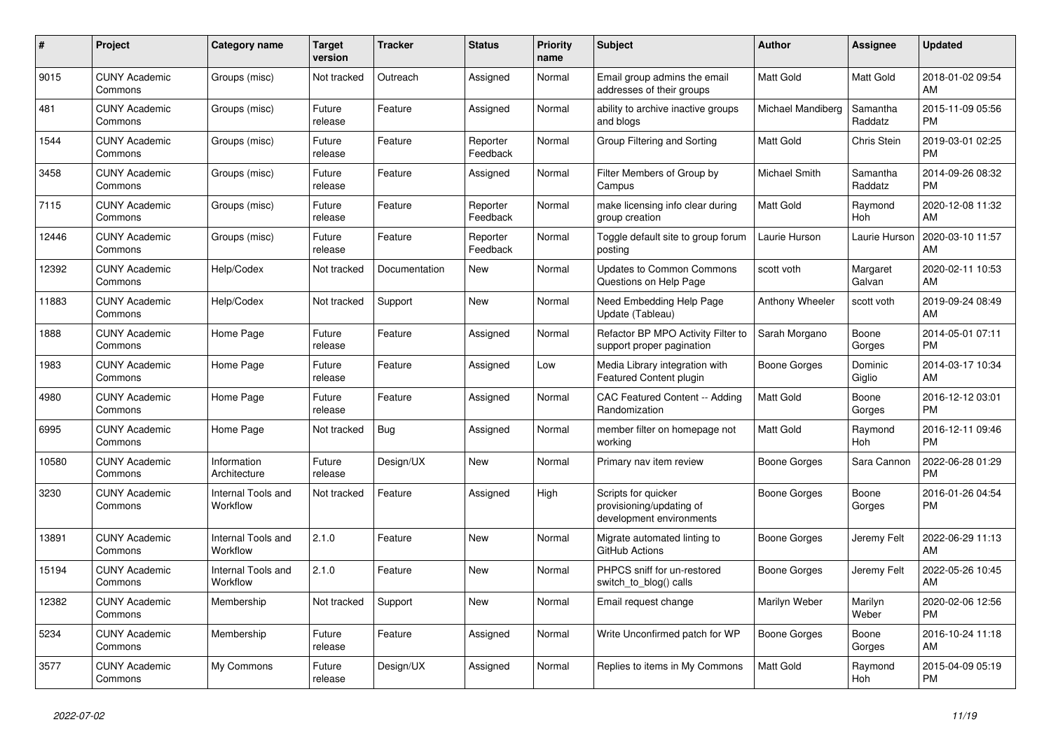| # | Project | Category name | Target version | Tracker | Status | Priority name | Subject | Author | Assignee | Updated |
|---|---|---|---|---|---|---|---|---|---|---|
| 9015 | CUNY Academic Commons | Groups (misc) | Not tracked | Outreach | Assigned | Normal | Email group admins the email addresses of their groups | Matt Gold | Matt Gold | 2018-01-02 09:54 AM |
| 481 | CUNY Academic Commons | Groups (misc) | Future release | Feature | Assigned | Normal | ability to archive inactive groups and blogs | Michael Mandiberg | Samantha Raddatz | 2015-11-09 05:56 PM |
| 1544 | CUNY Academic Commons | Groups (misc) | Future release | Feature | Reporter Feedback | Normal | Group Filtering and Sorting | Matt Gold | Chris Stein | 2019-03-01 02:25 PM |
| 3458 | CUNY Academic Commons | Groups (misc) | Future release | Feature | Assigned | Normal | Filter Members of Group by Campus | Michael Smith | Samantha Raddatz | 2014-09-26 08:32 PM |
| 7115 | CUNY Academic Commons | Groups (misc) | Future release | Feature | Reporter Feedback | Normal | make licensing info clear during group creation | Matt Gold | Raymond Hoh | 2020-12-08 11:32 AM |
| 12446 | CUNY Academic Commons | Groups (misc) | Future release | Feature | Reporter Feedback | Normal | Toggle default site to group forum posting | Laurie Hurson | Laurie Hurson | 2020-03-10 11:57 AM |
| 12392 | CUNY Academic Commons | Help/Codex | Not tracked | Documentation | New | Normal | Updates to Common Commons Questions on Help Page | scott voth | Margaret Galvan | 2020-02-11 10:53 AM |
| 11883 | CUNY Academic Commons | Help/Codex | Not tracked | Support | New | Normal | Need Embedding Help Page Update (Tableau) | Anthony Wheeler | scott voth | 2019-09-24 08:49 AM |
| 1888 | CUNY Academic Commons | Home Page | Future release | Feature | Assigned | Normal | Refactor BP MPO Activity Filter to support proper pagination | Sarah Morgano | Boone Gorges | 2014-05-01 07:11 PM |
| 1983 | CUNY Academic Commons | Home Page | Future release | Feature | Assigned | Low | Media Library integration with Featured Content plugin | Boone Gorges | Dominic Giglio | 2014-03-17 10:34 AM |
| 4980 | CUNY Academic Commons | Home Page | Future release | Feature | Assigned | Normal | CAC Featured Content -- Adding Randomization | Matt Gold | Boone Gorges | 2016-12-12 03:01 PM |
| 6995 | CUNY Academic Commons | Home Page | Not tracked | Bug | Assigned | Normal | member filter on homepage not working | Matt Gold | Raymond Hoh | 2016-12-11 09:46 PM |
| 10580 | CUNY Academic Commons | Information Architecture | Future release | Design/UX | New | Normal | Primary nav item review | Boone Gorges | Sara Cannon | 2022-06-28 01:29 PM |
| 3230 | CUNY Academic Commons | Internal Tools and Workflow | Not tracked | Feature | Assigned | High | Scripts for quicker provisioning/updating of development environments | Boone Gorges | Boone Gorges | 2016-01-26 04:54 PM |
| 13891 | CUNY Academic Commons | Internal Tools and Workflow | 2.1.0 | Feature | New | Normal | Migrate automated linting to GitHub Actions | Boone Gorges | Jeremy Felt | 2022-06-29 11:13 AM |
| 15194 | CUNY Academic Commons | Internal Tools and Workflow | 2.1.0 | Feature | New | Normal | PHPCS sniff for un-restored switch_to_blog() calls | Boone Gorges | Jeremy Felt | 2022-05-26 10:45 AM |
| 12382 | CUNY Academic Commons | Membership | Not tracked | Support | New | Normal | Email request change | Marilyn Weber | Marilyn Weber | 2020-02-06 12:56 PM |
| 5234 | CUNY Academic Commons | Membership | Future release | Feature | Assigned | Normal | Write Unconfirmed patch for WP | Boone Gorges | Boone Gorges | 2016-10-24 11:18 AM |
| 3577 | CUNY Academic Commons | My Commons | Future release | Design/UX | Assigned | Normal | Replies to items in My Commons | Matt Gold | Raymond Hoh | 2015-04-09 05:19 PM |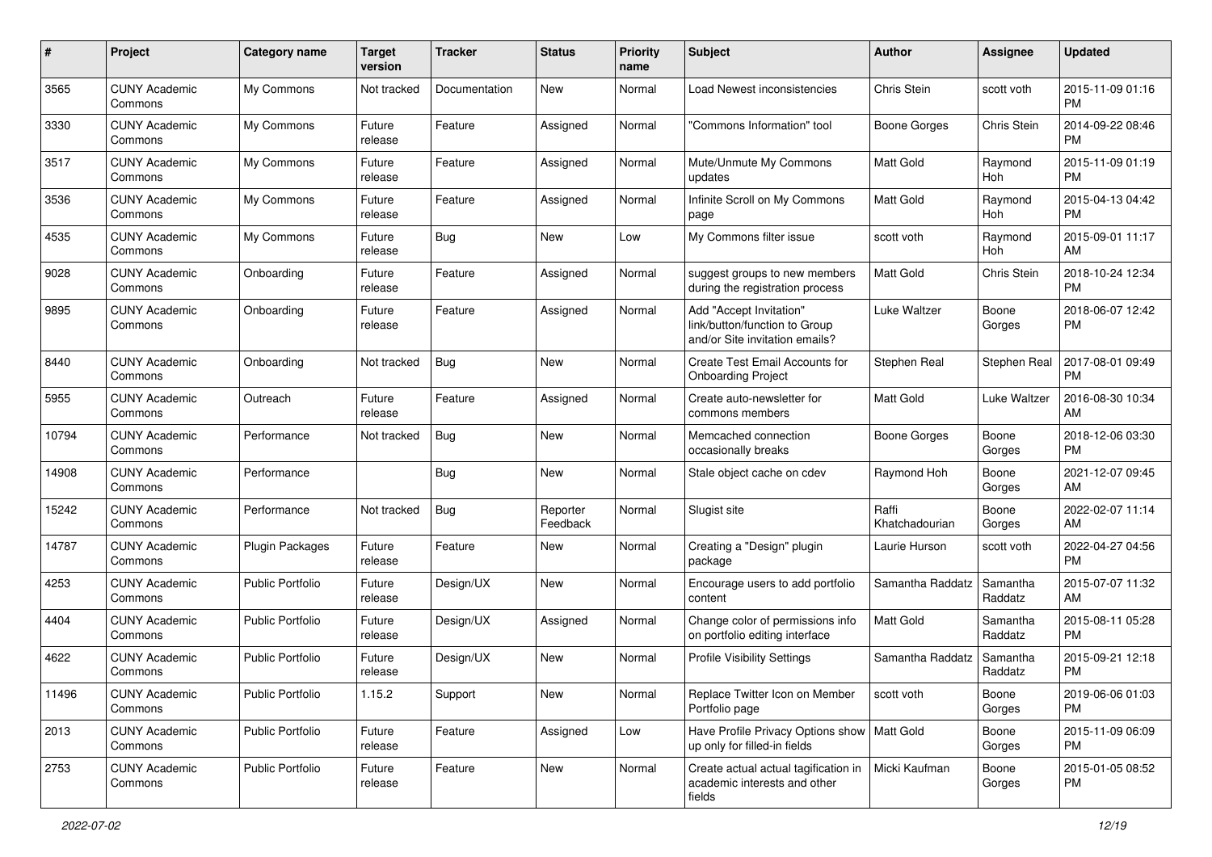| # | Project | Category name | Target version | Tracker | Status | Priority name | Subject | Author | Assignee | Updated |
|---|---|---|---|---|---|---|---|---|---|---|
| 3565 | CUNY Academic Commons | My Commons | Not tracked | Documentation | New | Normal | Load Newest inconsistencies | Chris Stein | scott voth | 2015-11-09 01:16 PM |
| 3330 | CUNY Academic Commons | My Commons | Future release | Feature | Assigned | Normal | "Commons Information" tool | Boone Gorges | Chris Stein | 2014-09-22 08:46 PM |
| 3517 | CUNY Academic Commons | My Commons | Future release | Feature | Assigned | Normal | Mute/Unmute My Commons updates | Matt Gold | Raymond Hoh | 2015-11-09 01:19 PM |
| 3536 | CUNY Academic Commons | My Commons | Future release | Feature | Assigned | Normal | Infinite Scroll on My Commons page | Matt Gold | Raymond Hoh | 2015-04-13 04:42 PM |
| 4535 | CUNY Academic Commons | My Commons | Future release | Bug | New | Low | My Commons filter issue | scott voth | Raymond Hoh | 2015-09-01 11:17 AM |
| 9028 | CUNY Academic Commons | Onboarding | Future release | Feature | Assigned | Normal | suggest groups to new members during the registration process | Matt Gold | Chris Stein | 2018-10-24 12:34 PM |
| 9895 | CUNY Academic Commons | Onboarding | Future release | Feature | Assigned | Normal | Add "Accept Invitation" link/button/function to Group and/or Site invitation emails? | Luke Waltzer | Boone Gorges | 2018-06-07 12:42 PM |
| 8440 | CUNY Academic Commons | Onboarding | Not tracked | Bug | New | Normal | Create Test Email Accounts for Onboarding Project | Stephen Real | Stephen Real | 2017-08-01 09:49 PM |
| 5955 | CUNY Academic Commons | Outreach | Future release | Feature | Assigned | Normal | Create auto-newsletter for commons members | Matt Gold | Luke Waltzer | 2016-08-30 10:34 AM |
| 10794 | CUNY Academic Commons | Performance | Not tracked | Bug | New | Normal | Memcached connection occasionally breaks | Boone Gorges | Boone Gorges | 2018-12-06 03:30 PM |
| 14908 | CUNY Academic Commons | Performance | | Bug | New | Normal | Stale object cache on cdev | Raymond Hoh | Boone Gorges | 2021-12-07 09:45 AM |
| 15242 | CUNY Academic Commons | Performance | Not tracked | Bug | Reporter Feedback | Normal | Slugist site | Raffi Khatchadourian | Boone Gorges | 2022-02-07 11:14 AM |
| 14787 | CUNY Academic Commons | Plugin Packages | Future release | Feature | New | Normal | Creating a "Design" plugin package | Laurie Hurson | scott voth | 2022-04-27 04:56 PM |
| 4253 | CUNY Academic Commons | Public Portfolio | Future release | Design/UX | New | Normal | Encourage users to add portfolio content | Samantha Raddatz | Samantha Raddatz | 2015-07-07 11:32 AM |
| 4404 | CUNY Academic Commons | Public Portfolio | Future release | Design/UX | Assigned | Normal | Change color of permissions info on portfolio editing interface | Matt Gold | Samantha Raddatz | 2015-08-11 05:28 PM |
| 4622 | CUNY Academic Commons | Public Portfolio | Future release | Design/UX | New | Normal | Profile Visibility Settings | Samantha Raddatz | Samantha Raddatz | 2015-09-21 12:18 PM |
| 11496 | CUNY Academic Commons | Public Portfolio | 1.15.2 | Support | New | Normal | Replace Twitter Icon on Member Portfolio page | scott voth | Boone Gorges | 2019-06-06 01:03 PM |
| 2013 | CUNY Academic Commons | Public Portfolio | Future release | Feature | Assigned | Low | Have Profile Privacy Options show up only for filled-in fields | Matt Gold | Boone Gorges | 2015-11-09 06:09 PM |
| 2753 | CUNY Academic Commons | Public Portfolio | Future release | Feature | New | Normal | Create actual actual tagification in academic interests and other fields | Micki Kaufman | Boone Gorges | 2015-01-05 08:52 PM |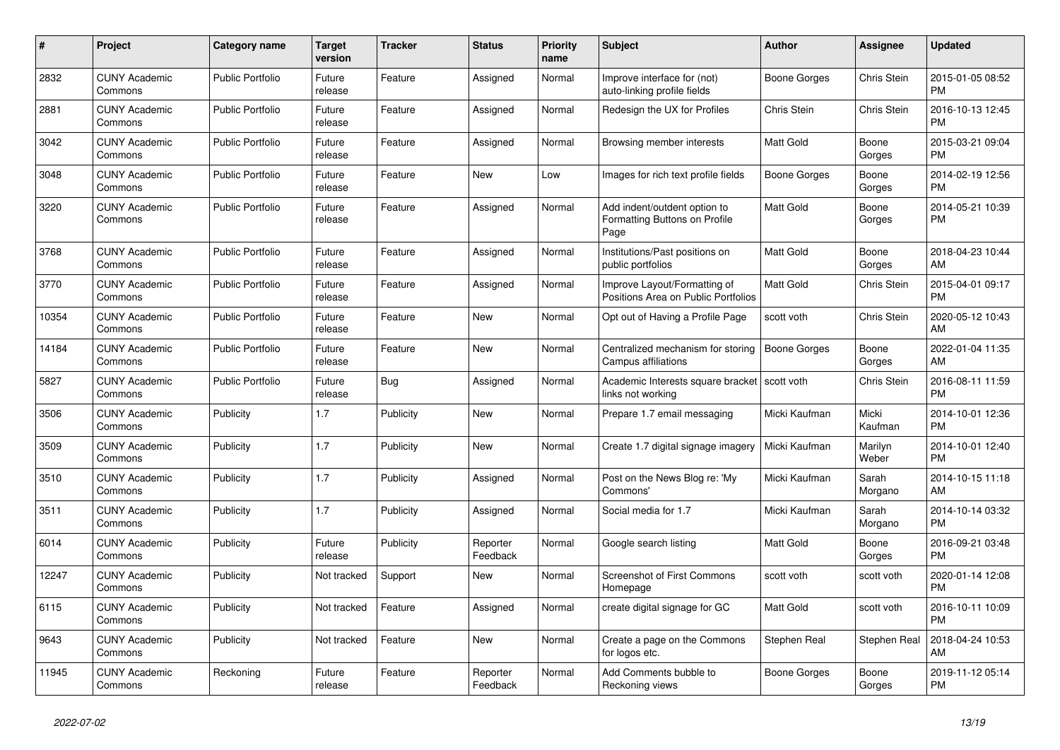| # | Project | Category name | Target version | Tracker | Status | Priority name | Subject | Author | Assignee | Updated |
|---|---|---|---|---|---|---|---|---|---|---|
| 2832 | CUNY Academic Commons | Public Portfolio | Future release | Feature | Assigned | Normal | Improve interface for (not) auto-linking profile fields | Boone Gorges | Chris Stein | 2015-01-05 08:52 PM |
| 2881 | CUNY Academic Commons | Public Portfolio | Future release | Feature | Assigned | Normal | Redesign the UX for Profiles | Chris Stein | Chris Stein | 2016-10-13 12:45 PM |
| 3042 | CUNY Academic Commons | Public Portfolio | Future release | Feature | Assigned | Normal | Browsing member interests | Matt Gold | Boone Gorges | 2015-03-21 09:04 PM |
| 3048 | CUNY Academic Commons | Public Portfolio | Future release | Feature | New | Low | Images for rich text profile fields | Boone Gorges | Boone Gorges | 2014-02-19 12:56 PM |
| 3220 | CUNY Academic Commons | Public Portfolio | Future release | Feature | Assigned | Normal | Add indent/outdent option to Formatting Buttons on Profile Page | Matt Gold | Boone Gorges | 2014-05-21 10:39 PM |
| 3768 | CUNY Academic Commons | Public Portfolio | Future release | Feature | Assigned | Normal | Institutions/Past positions on public portfolios | Matt Gold | Boone Gorges | 2018-04-23 10:44 AM |
| 3770 | CUNY Academic Commons | Public Portfolio | Future release | Feature | Assigned | Normal | Improve Layout/Formatting of Positions Area on Public Portfolios | Matt Gold | Chris Stein | 2015-04-01 09:17 PM |
| 10354 | CUNY Academic Commons | Public Portfolio | Future release | Feature | New | Normal | Opt out of Having a Profile Page | scott voth | Chris Stein | 2020-05-12 10:43 AM |
| 14184 | CUNY Academic Commons | Public Portfolio | Future release | Feature | New | Normal | Centralized mechanism for storing Campus affiliations | Boone Gorges | Boone Gorges | 2022-01-04 11:35 AM |
| 5827 | CUNY Academic Commons | Public Portfolio | Future release | Bug | Assigned | Normal | Academic Interests square bracket links not working | scott voth | Chris Stein | 2016-08-11 11:59 PM |
| 3506 | CUNY Academic Commons | Publicity | 1.7 | Publicity | New | Normal | Prepare 1.7 email messaging | Micki Kaufman | Micki Kaufman | 2014-10-01 12:36 PM |
| 3509 | CUNY Academic Commons | Publicity | 1.7 | Publicity | New | Normal | Create 1.7 digital signage imagery | Micki Kaufman | Marilyn Weber | 2014-10-01 12:40 PM |
| 3510 | CUNY Academic Commons | Publicity | 1.7 | Publicity | Assigned | Normal | Post on the News Blog re: 'My Commons' | Micki Kaufman | Sarah Morgano | 2014-10-15 11:18 AM |
| 3511 | CUNY Academic Commons | Publicity | 1.7 | Publicity | Assigned | Normal | Social media for 1.7 | Micki Kaufman | Sarah Morgano | 2014-10-14 03:32 PM |
| 6014 | CUNY Academic Commons | Publicity | Future release | Publicity | Reporter Feedback | Normal | Google search listing | Matt Gold | Boone Gorges | 2016-09-21 03:48 PM |
| 12247 | CUNY Academic Commons | Publicity | Not tracked | Support | New | Normal | Screenshot of First Commons Homepage | scott voth | scott voth | 2020-01-14 12:08 PM |
| 6115 | CUNY Academic Commons | Publicity | Not tracked | Feature | Assigned | Normal | create digital signage for GC | Matt Gold | scott voth | 2016-10-11 10:09 PM |
| 9643 | CUNY Academic Commons | Publicity | Not tracked | Feature | New | Normal | Create a page on the Commons for logos etc. | Stephen Real | Stephen Real | 2018-04-24 10:53 AM |
| 11945 | CUNY Academic Commons | Reckoning | Future release | Feature | Reporter Feedback | Normal | Add Comments bubble to Reckoning views | Boone Gorges | Boone Gorges | 2019-11-12 05:14 PM |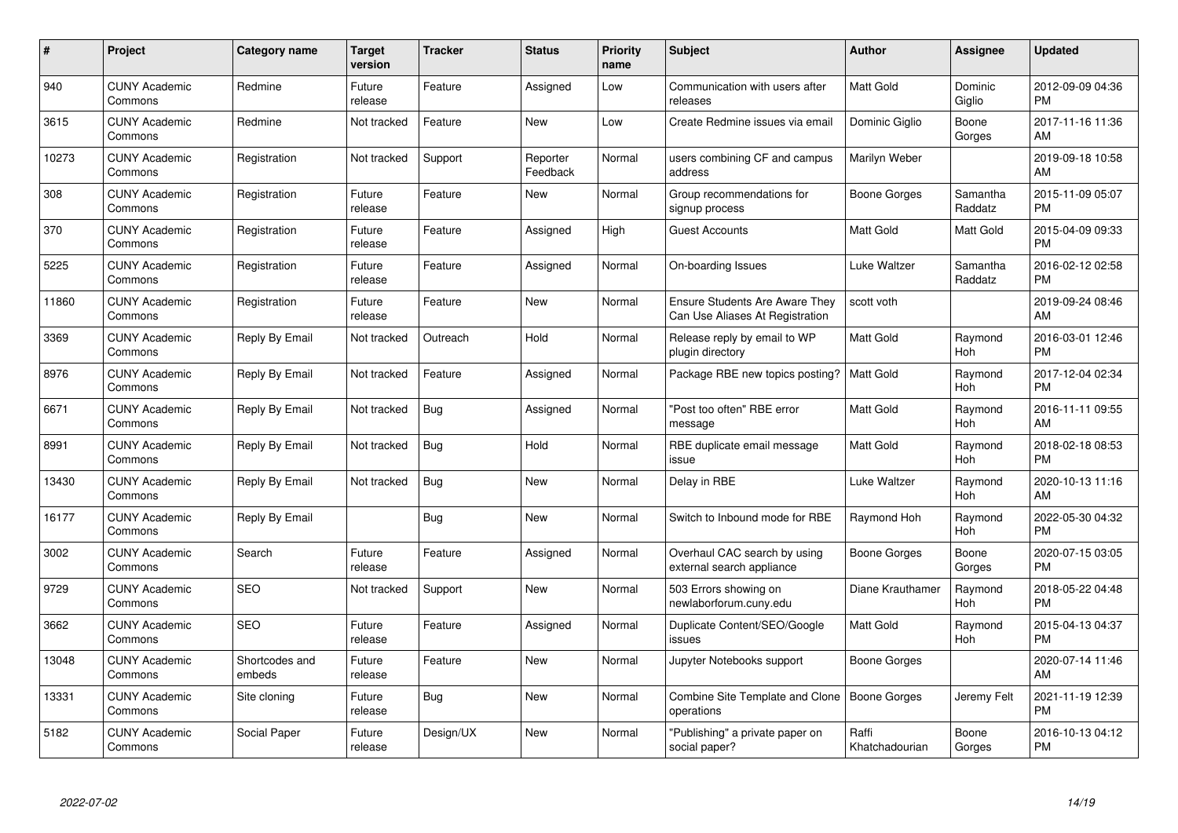| # | Project | Category name | Target version | Tracker | Status | Priority name | Subject | Author | Assignee | Updated |
|---|---|---|---|---|---|---|---|---|---|---|
| 940 | CUNY Academic Commons | Redmine | Future release | Feature | Assigned | Low | Communication with users after releases | Matt Gold | Dominic Giglio | 2012-09-09 04:36 PM |
| 3615 | CUNY Academic Commons | Redmine | Not tracked | Feature | New | Low | Create Redmine issues via email | Dominic Giglio | Boone Gorges | 2017-11-16 11:36 AM |
| 10273 | CUNY Academic Commons | Registration | Not tracked | Support | Reporter Feedback | Normal | users combining CF and campus address | Marilyn Weber | | 2019-09-18 10:58 AM |
| 308 | CUNY Academic Commons | Registration | Future release | Feature | New | Normal | Group recommendations for signup process | Boone Gorges | Samantha Raddatz | 2015-11-09 05:07 PM |
| 370 | CUNY Academic Commons | Registration | Future release | Feature | Assigned | High | Guest Accounts | Matt Gold | Matt Gold | 2015-04-09 09:33 PM |
| 5225 | CUNY Academic Commons | Registration | Future release | Feature | Assigned | Normal | On-boarding Issues | Luke Waltzer | Samantha Raddatz | 2016-02-12 02:58 PM |
| 11860 | CUNY Academic Commons | Registration | Future release | Feature | New | Normal | Ensure Students Are Aware They Can Use Aliases At Registration | scott voth | | 2019-09-24 08:46 AM |
| 3369 | CUNY Academic Commons | Reply By Email | Not tracked | Outreach | Hold | Normal | Release reply by email to WP plugin directory | Matt Gold | Raymond Hoh | 2016-03-01 12:46 PM |
| 8976 | CUNY Academic Commons | Reply By Email | Not tracked | Feature | Assigned | Normal | Package RBE new topics posting? | Matt Gold | Raymond Hoh | 2017-12-04 02:34 PM |
| 6671 | CUNY Academic Commons | Reply By Email | Not tracked | Bug | Assigned | Normal | "Post too often" RBE error message | Matt Gold | Raymond Hoh | 2016-11-11 09:55 AM |
| 8991 | CUNY Academic Commons | Reply By Email | Not tracked | Bug | Hold | Normal | RBE duplicate email message issue | Matt Gold | Raymond Hoh | 2018-02-18 08:53 PM |
| 13430 | CUNY Academic Commons | Reply By Email | Not tracked | Bug | New | Normal | Delay in RBE | Luke Waltzer | Raymond Hoh | 2020-10-13 11:16 AM |
| 16177 | CUNY Academic Commons | Reply By Email | | Bug | New | Normal | Switch to Inbound mode for RBE | Raymond Hoh | Raymond Hoh | 2022-05-30 04:32 PM |
| 3002 | CUNY Academic Commons | Search | Future release | Feature | Assigned | Normal | Overhaul CAC search by using external search appliance | Boone Gorges | Boone Gorges | 2020-07-15 03:05 PM |
| 9729 | CUNY Academic Commons | SEO | Not tracked | Support | New | Normal | 503 Errors showing on newlaborforum.cuny.edu | Diane Krauthamer | Raymond Hoh | 2018-05-22 04:48 PM |
| 3662 | CUNY Academic Commons | SEO | Future release | Feature | Assigned | Normal | Duplicate Content/SEO/Google issues | Matt Gold | Raymond Hoh | 2015-04-13 04:37 PM |
| 13048 | CUNY Academic Commons | Shortcodes and embeds | Future release | Feature | New | Normal | Jupyter Notebooks support | Boone Gorges | | 2020-07-14 11:46 AM |
| 13331 | CUNY Academic Commons | Site cloning | Future release | Bug | New | Normal | Combine Site Template and Clone operations | Boone Gorges | Jeremy Felt | 2021-11-19 12:39 PM |
| 5182 | CUNY Academic Commons | Social Paper | Future release | Design/UX | New | Normal | "Publishing" a private paper on social paper? | Raffi Khatchadourian | Boone Gorges | 2016-10-13 04:12 PM |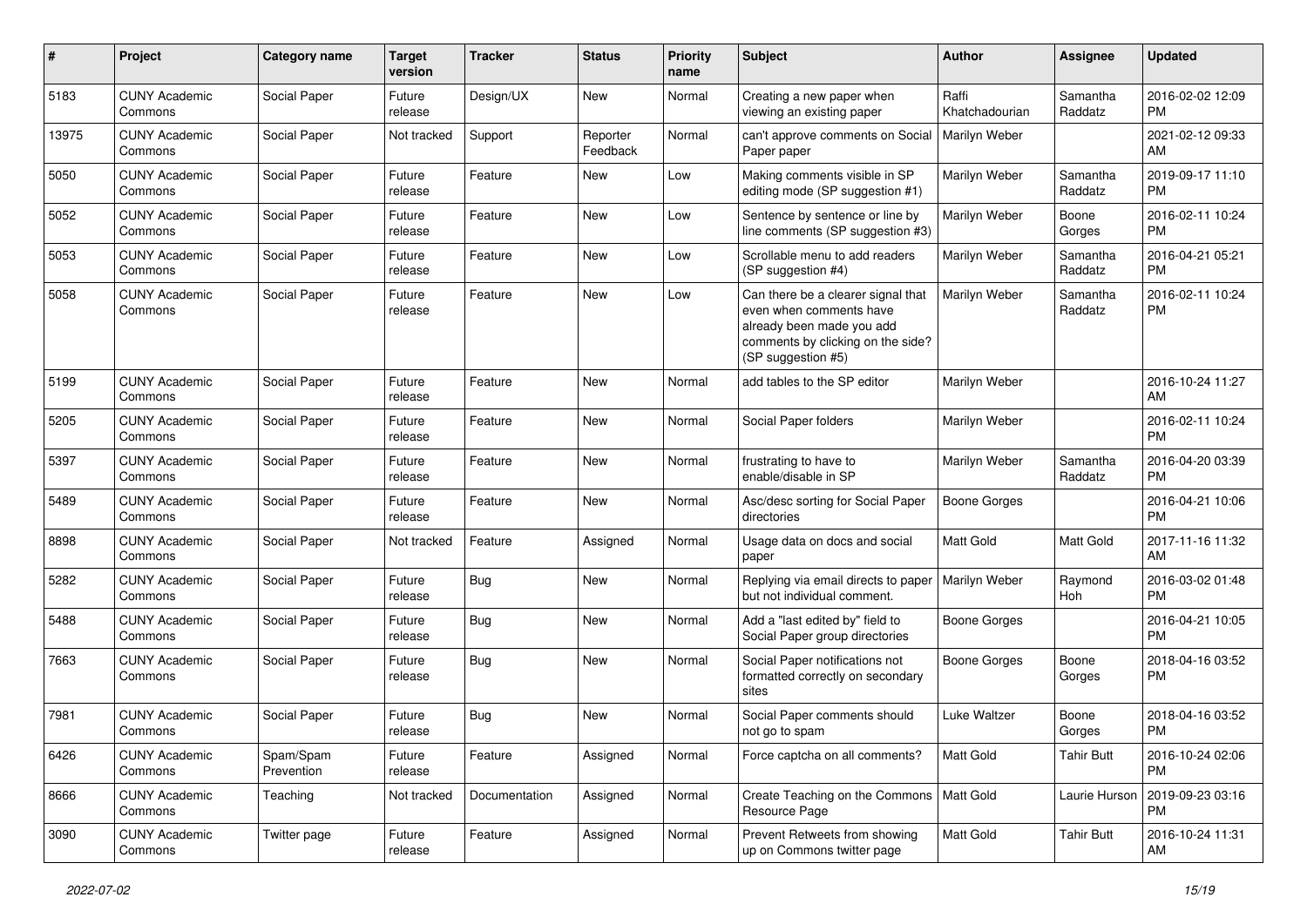| # | Project | Category name | Target version | Tracker | Status | Priority name | Subject | Author | Assignee | Updated |
|---|---|---|---|---|---|---|---|---|---|---|
| 5183 | CUNY Academic Commons | Social Paper | Future release | Design/UX | New | Normal | Creating a new paper when viewing an existing paper | Raffi Khatchadourian | Samantha Raddatz | 2016-02-02 12:09 PM |
| 13975 | CUNY Academic Commons | Social Paper | Not tracked | Support | Reporter Feedback | Normal | can't approve comments on Social Paper paper | Marilyn Weber | | 2021-02-12 09:33 AM |
| 5050 | CUNY Academic Commons | Social Paper | Future release | Feature | New | Low | Making comments visible in SP editing mode (SP suggestion #1) | Marilyn Weber | Samantha Raddatz | 2019-09-17 11:10 PM |
| 5052 | CUNY Academic Commons | Social Paper | Future release | Feature | New | Low | Sentence by sentence or line by line comments (SP suggestion #3) | Marilyn Weber | Boone Gorges | 2016-02-11 10:24 PM |
| 5053 | CUNY Academic Commons | Social Paper | Future release | Feature | New | Low | Scrollable menu to add readers (SP suggestion #4) | Marilyn Weber | Samantha Raddatz | 2016-04-21 05:21 PM |
| 5058 | CUNY Academic Commons | Social Paper | Future release | Feature | New | Low | Can there be a clearer signal that even when comments have already been made you add comments by clicking on the side? (SP suggestion #5) | Marilyn Weber | Samantha Raddatz | 2016-02-11 10:24 PM |
| 5199 | CUNY Academic Commons | Social Paper | Future release | Feature | New | Normal | add tables to the SP editor | Marilyn Weber | | 2016-10-24 11:27 AM |
| 5205 | CUNY Academic Commons | Social Paper | Future release | Feature | New | Normal | Social Paper folders | Marilyn Weber | | 2016-02-11 10:24 PM |
| 5397 | CUNY Academic Commons | Social Paper | Future release | Feature | New | Normal | frustrating to have to enable/disable in SP | Marilyn Weber | Samantha Raddatz | 2016-04-20 03:39 PM |
| 5489 | CUNY Academic Commons | Social Paper | Future release | Feature | New | Normal | Asc/desc sorting for Social Paper directories | Boone Gorges | | 2016-04-21 10:06 PM |
| 8898 | CUNY Academic Commons | Social Paper | Not tracked | Feature | Assigned | Normal | Usage data on docs and social paper | Matt Gold | Matt Gold | 2017-11-16 11:32 AM |
| 5282 | CUNY Academic Commons | Social Paper | Future release | Bug | New | Normal | Replying via email directs to paper but not individual comment. | Marilyn Weber | Raymond Hoh | 2016-03-02 01:48 PM |
| 5488 | CUNY Academic Commons | Social Paper | Future release | Bug | New | Normal | Add a "last edited by" field to Social Paper group directories | Boone Gorges | | 2016-04-21 10:05 PM |
| 7663 | CUNY Academic Commons | Social Paper | Future release | Bug | New | Normal | Social Paper notifications not formatted correctly on secondary sites | Boone Gorges | Boone Gorges | 2018-04-16 03:52 PM |
| 7981 | CUNY Academic Commons | Social Paper | Future release | Bug | New | Normal | Social Paper comments should not go to spam | Luke Waltzer | Boone Gorges | 2018-04-16 03:52 PM |
| 6426 | CUNY Academic Commons | Spam/Spam Prevention | Future release | Feature | Assigned | Normal | Force captcha on all comments? | Matt Gold | Tahir Butt | 2016-10-24 02:06 PM |
| 8666 | CUNY Academic Commons | Teaching | Not tracked | Documentation | Assigned | Normal | Create Teaching on the Commons Resource Page | Matt Gold | Laurie Hurson | 2019-09-23 03:16 PM |
| 3090 | CUNY Academic Commons | Twitter page | Future release | Feature | Assigned | Normal | Prevent Retweets from showing up on Commons twitter page | Matt Gold | Tahir Butt | 2016-10-24 11:31 AM |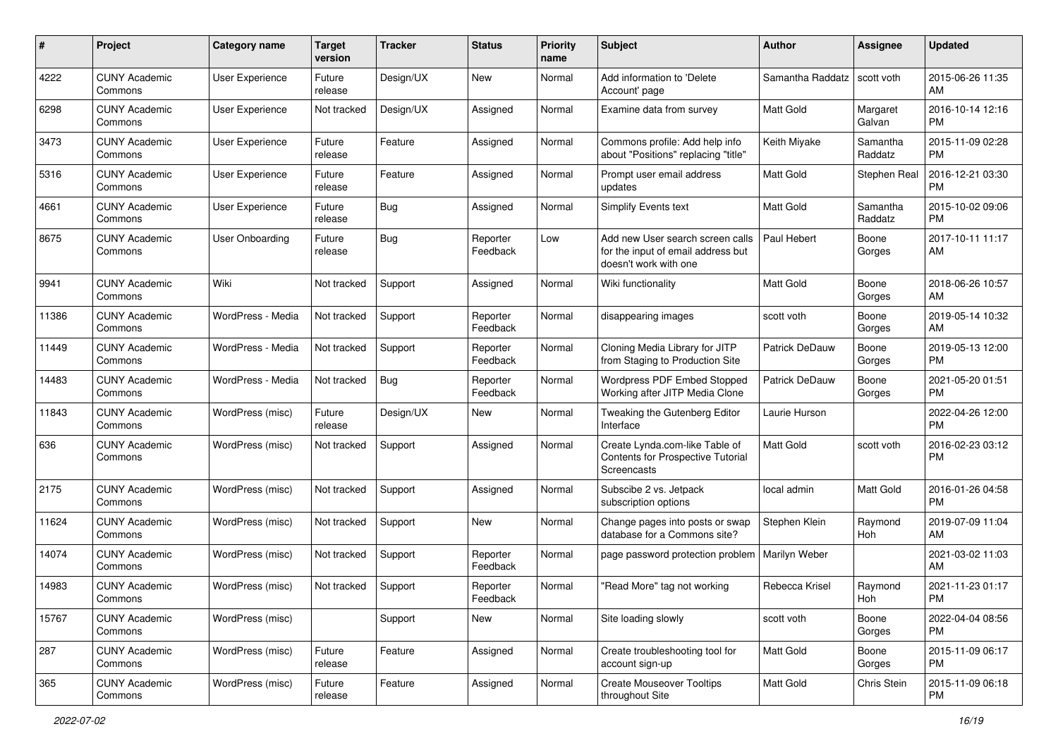| # | Project | Category name | Target version | Tracker | Status | Priority name | Subject | Author | Assignee | Updated |
|---|---|---|---|---|---|---|---|---|---|---|
| 4222 | CUNY Academic Commons | User Experience | Future release | Design/UX | New | Normal | Add information to 'Delete Account' page | Samantha Raddatz | scott voth | 2015-06-26 11:35 AM |
| 6298 | CUNY Academic Commons | User Experience | Not tracked | Design/UX | Assigned | Normal | Examine data from survey | Matt Gold | Margaret Galvan | 2016-10-14 12:16 PM |
| 3473 | CUNY Academic Commons | User Experience | Future release | Feature | Assigned | Normal | Commons profile: Add help info about "Positions" replacing "title" | Keith Miyake | Samantha Raddatz | 2015-11-09 02:28 PM |
| 5316 | CUNY Academic Commons | User Experience | Future release | Feature | Assigned | Normal | Prompt user email address updates | Matt Gold | Stephen Real | 2016-12-21 03:30 PM |
| 4661 | CUNY Academic Commons | User Experience | Future release | Bug | Assigned | Normal | Simplify Events text | Matt Gold | Samantha Raddatz | 2015-10-02 09:06 PM |
| 8675 | CUNY Academic Commons | User Onboarding | Future release | Bug | Reporter Feedback | Low | Add new User search screen calls for the input of email address but doesn't work with one | Paul Hebert | Boone Gorges | 2017-10-11 11:17 AM |
| 9941 | CUNY Academic Commons | Wiki | Not tracked | Support | Assigned | Normal | Wiki functionality | Matt Gold | Boone Gorges | 2018-06-26 10:57 AM |
| 11386 | CUNY Academic Commons | WordPress - Media | Not tracked | Support | Reporter Feedback | Normal | disappearing images | scott voth | Boone Gorges | 2019-05-14 10:32 AM |
| 11449 | CUNY Academic Commons | WordPress - Media | Not tracked | Support | Reporter Feedback | Normal | Cloning Media Library for JITP from Staging to Production Site | Patrick DeDauw | Boone Gorges | 2019-05-13 12:00 PM |
| 14483 | CUNY Academic Commons | WordPress - Media | Not tracked | Bug | Reporter Feedback | Normal | Wordpress PDF Embed Stopped Working after JITP Media Clone | Patrick DeDauw | Boone Gorges | 2021-05-20 01:51 PM |
| 11843 | CUNY Academic Commons | WordPress (misc) | Future release | Design/UX | New | Normal | Tweaking the Gutenberg Editor Interface | Laurie Hurson | | 2022-04-26 12:00 PM |
| 636 | CUNY Academic Commons | WordPress (misc) | Not tracked | Support | Assigned | Normal | Create Lynda.com-like Table of Contents for Prospective Tutorial Screencasts | Matt Gold | scott voth | 2016-02-23 03:12 PM |
| 2175 | CUNY Academic Commons | WordPress (misc) | Not tracked | Support | Assigned | Normal | Subscibe 2 vs. Jetpack subscription options | local admin | Matt Gold | 2016-01-26 04:58 PM |
| 11624 | CUNY Academic Commons | WordPress (misc) | Not tracked | Support | New | Normal | Change pages into posts or swap database for a Commons site? | Stephen Klein | Raymond Hoh | 2019-07-09 11:04 AM |
| 14074 | CUNY Academic Commons | WordPress (misc) | Not tracked | Support | Reporter Feedback | Normal | page password protection problem | Marilyn Weber | | 2021-03-02 11:03 AM |
| 14983 | CUNY Academic Commons | WordPress (misc) | Not tracked | Support | Reporter Feedback | Normal | "Read More" tag not working | Rebecca Krisel | Raymond Hoh | 2021-11-23 01:17 PM |
| 15767 | CUNY Academic Commons | WordPress (misc) | | Support | New | Normal | Site loading slowly | scott voth | Boone Gorges | 2022-04-04 08:56 PM |
| 287 | CUNY Academic Commons | WordPress (misc) | Future release | Feature | Assigned | Normal | Create troubleshooting tool for account sign-up | Matt Gold | Boone Gorges | 2015-11-09 06:17 PM |
| 365 | CUNY Academic Commons | WordPress (misc) | Future release | Feature | Assigned | Normal | Create Mouseover Tooltips throughout Site | Matt Gold | Chris Stein | 2015-11-09 06:18 PM |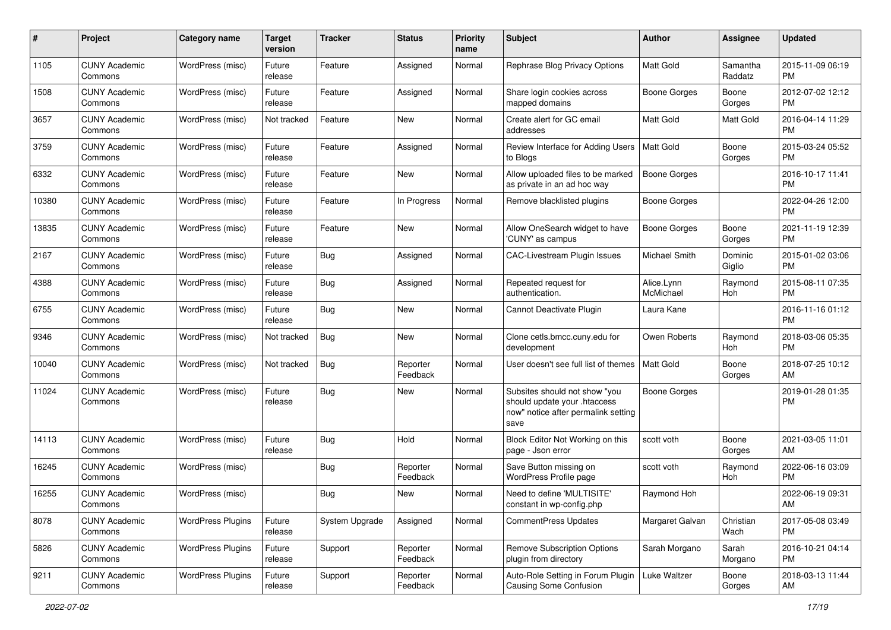| # | Project | Category name | Target version | Tracker | Status | Priority name | Subject | Author | Assignee | Updated |
|---|---|---|---|---|---|---|---|---|---|---|
| 1105 | CUNY Academic Commons | WordPress (misc) | Future release | Feature | Assigned | Normal | Rephrase Blog Privacy Options | Matt Gold | Samantha Raddatz | 2015-11-09 06:19 PM |
| 1508 | CUNY Academic Commons | WordPress (misc) | Future release | Feature | Assigned | Normal | Share login cookies across mapped domains | Boone Gorges | Boone Gorges | 2012-07-02 12:12 PM |
| 3657 | CUNY Academic Commons | WordPress (misc) | Not tracked | Feature | New | Normal | Create alert for GC email addresses | Matt Gold | Matt Gold | 2016-04-14 11:29 PM |
| 3759 | CUNY Academic Commons | WordPress (misc) | Future release | Feature | Assigned | Normal | Review Interface for Adding Users to Blogs | Matt Gold | Boone Gorges | 2015-03-24 05:52 PM |
| 6332 | CUNY Academic Commons | WordPress (misc) | Future release | Feature | New | Normal | Allow uploaded files to be marked as private in an ad hoc way | Boone Gorges | | 2016-10-17 11:41 PM |
| 10380 | CUNY Academic Commons | WordPress (misc) | Future release | Feature | In Progress | Normal | Remove blacklisted plugins | Boone Gorges | | 2022-04-26 12:00 PM |
| 13835 | CUNY Academic Commons | WordPress (misc) | Future release | Feature | New | Normal | Allow OneSearch widget to have 'CUNY' as campus | Boone Gorges | Boone Gorges | 2021-11-19 12:39 PM |
| 2167 | CUNY Academic Commons | WordPress (misc) | Future release | Bug | Assigned | Normal | CAC-Livestream Plugin Issues | Michael Smith | Dominic Giglio | 2015-01-02 03:06 PM |
| 4388 | CUNY Academic Commons | WordPress (misc) | Future release | Bug | Assigned | Normal | Repeated request for authentication. | Alice.Lynn McMichael | Raymond Hoh | 2015-08-11 07:35 PM |
| 6755 | CUNY Academic Commons | WordPress (misc) | Future release | Bug | New | Normal | Cannot Deactivate Plugin | Laura Kane | | 2016-11-16 01:12 PM |
| 9346 | CUNY Academic Commons | WordPress (misc) | Not tracked | Bug | New | Normal | Clone cetls.bmcc.cuny.edu for development | Owen Roberts | Raymond Hoh | 2018-03-06 05:35 PM |
| 10040 | CUNY Academic Commons | WordPress (misc) | Not tracked | Bug | Reporter Feedback | Normal | User doesn't see full list of themes | Matt Gold | Boone Gorges | 2018-07-25 10:12 AM |
| 11024 | CUNY Academic Commons | WordPress (misc) | Future release | Bug | New | Normal | Subsites should not show "you should update your .htaccess now" notice after permalink setting save | Boone Gorges | | 2019-01-28 01:35 PM |
| 14113 | CUNY Academic Commons | WordPress (misc) | Future release | Bug | Hold | Normal | Block Editor Not Working on this page - Json error | scott voth | Boone Gorges | 2021-03-05 11:01 AM |
| 16245 | CUNY Academic Commons | WordPress (misc) | | Bug | Reporter Feedback | Normal | Save Button missing on WordPress Profile page | scott voth | Raymond Hoh | 2022-06-16 03:09 PM |
| 16255 | CUNY Academic Commons | WordPress (misc) | | Bug | New | Normal | Need to define 'MULTISITE' constant in wp-config.php | Raymond Hoh | | 2022-06-19 09:31 AM |
| 8078 | CUNY Academic Commons | WordPress Plugins | Future release | System Upgrade | Assigned | Normal | CommentPress Updates | Margaret Galvan | Christian Wach | 2017-05-08 03:49 PM |
| 5826 | CUNY Academic Commons | WordPress Plugins | Future release | Support | Reporter Feedback | Normal | Remove Subscription Options plugin from directory | Sarah Morgano | Sarah Morgano | 2016-10-21 04:14 PM |
| 9211 | CUNY Academic Commons | WordPress Plugins | Future release | Support | Reporter Feedback | Normal | Auto-Role Setting in Forum Plugin Causing Some Confusion | Luke Waltzer | Boone Gorges | 2018-03-13 11:44 AM |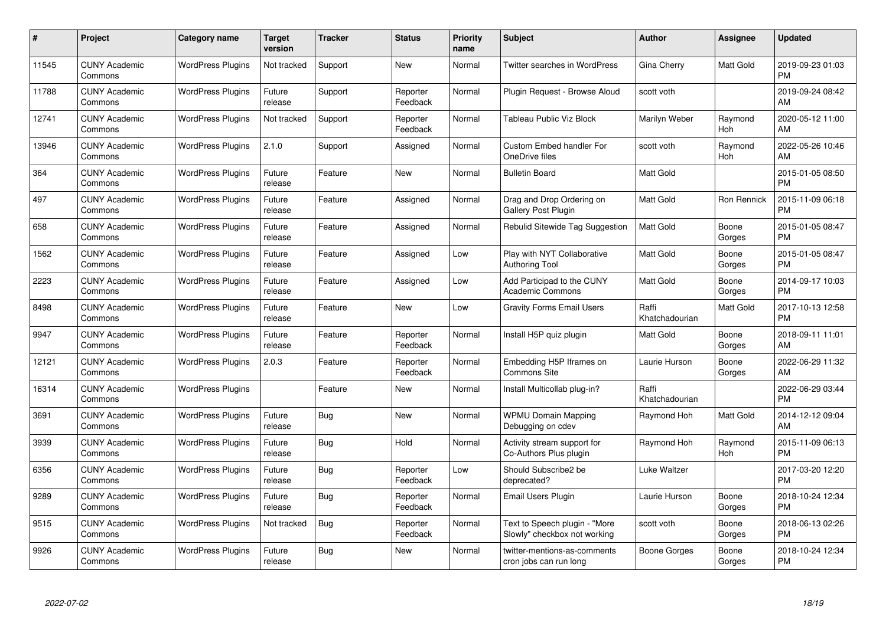| # | Project | Category name | Target version | Tracker | Status | Priority name | Subject | Author | Assignee | Updated |
|---|---|---|---|---|---|---|---|---|---|---|
| 11545 | CUNY Academic Commons | WordPress Plugins | Not tracked | Support | New | Normal | Twitter searches in WordPress | Gina Cherry | Matt Gold | 2019-09-23 01:03 PM |
| 11788 | CUNY Academic Commons | WordPress Plugins | Future release | Support | Reporter Feedback | Normal | Plugin Request - Browse Aloud | scott voth | | 2019-09-24 08:42 AM |
| 12741 | CUNY Academic Commons | WordPress Plugins | Not tracked | Support | Reporter Feedback | Normal | Tableau Public Viz Block | Marilyn Weber | Raymond Hoh | 2020-05-12 11:00 AM |
| 13946 | CUNY Academic Commons | WordPress Plugins | 2.1.0 | Support | Assigned | Normal | Custom Embed handler For OneDrive files | scott voth | Raymond Hoh | 2022-05-26 10:46 AM |
| 364 | CUNY Academic Commons | WordPress Plugins | Future release | Feature | New | Normal | Bulletin Board | Matt Gold | | 2015-01-05 08:50 PM |
| 497 | CUNY Academic Commons | WordPress Plugins | Future release | Feature | Assigned | Normal | Drag and Drop Ordering on Gallery Post Plugin | Matt Gold | Ron Rennick | 2015-11-09 06:18 PM |
| 658 | CUNY Academic Commons | WordPress Plugins | Future release | Feature | Assigned | Normal | Rebulid Sitewide Tag Suggestion | Matt Gold | Boone Gorges | 2015-01-05 08:47 PM |
| 1562 | CUNY Academic Commons | WordPress Plugins | Future release | Feature | Assigned | Low | Play with NYT Collaborative Authoring Tool | Matt Gold | Boone Gorges | 2015-01-05 08:47 PM |
| 2223 | CUNY Academic Commons | WordPress Plugins | Future release | Feature | Assigned | Low | Add Participad to the CUNY Academic Commons | Matt Gold | Boone Gorges | 2014-09-17 10:03 PM |
| 8498 | CUNY Academic Commons | WordPress Plugins | Future release | Feature | New | Low | Gravity Forms Email Users | Raffi Khatchadourian | Matt Gold | 2017-10-13 12:58 PM |
| 9947 | CUNY Academic Commons | WordPress Plugins | Future release | Feature | Reporter Feedback | Normal | Install H5P quiz plugin | Matt Gold | Boone Gorges | 2018-09-11 11:01 AM |
| 12121 | CUNY Academic Commons | WordPress Plugins | 2.0.3 | Feature | Reporter Feedback | Normal | Embedding H5P Iframes on Commons Site | Laurie Hurson | Boone Gorges | 2022-06-29 11:32 AM |
| 16314 | CUNY Academic Commons | WordPress Plugins | | Feature | New | Normal | Install Multicollab plug-in? | Raffi Khatchadourian | | 2022-06-29 03:44 PM |
| 3691 | CUNY Academic Commons | WordPress Plugins | Future release | Bug | New | Normal | WPMU Domain Mapping Debugging on cdev | Raymond Hoh | Matt Gold | 2014-12-12 09:04 AM |
| 3939 | CUNY Academic Commons | WordPress Plugins | Future release | Bug | Hold | Normal | Activity stream support for Co-Authors Plus plugin | Raymond Hoh | Raymond Hoh | 2015-11-09 06:13 PM |
| 6356 | CUNY Academic Commons | WordPress Plugins | Future release | Bug | Reporter Feedback | Low | Should Subscribe2 be deprecated? | Luke Waltzer | | 2017-03-20 12:20 PM |
| 9289 | CUNY Academic Commons | WordPress Plugins | Future release | Bug | Reporter Feedback | Normal | Email Users Plugin | Laurie Hurson | Boone Gorges | 2018-10-24 12:34 PM |
| 9515 | CUNY Academic Commons | WordPress Plugins | Not tracked | Bug | Reporter Feedback | Normal | Text to Speech plugin - "More Slowly" checkbox not working | scott voth | Boone Gorges | 2018-06-13 02:26 PM |
| 9926 | CUNY Academic Commons | WordPress Plugins | Future release | Bug | New | Normal | twitter-mentions-as-comments cron jobs can run long | Boone Gorges | Boone Gorges | 2018-10-24 12:34 PM |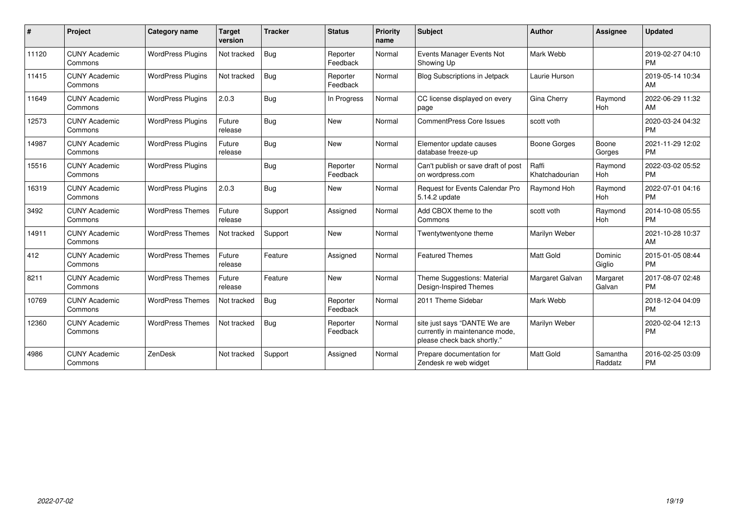| # | Project | Category name | Target version | Tracker | Status | Priority name | Subject | Author | Assignee | Updated |
|---|---|---|---|---|---|---|---|---|---|---|
| 11120 | CUNY Academic Commons | WordPress Plugins | Not tracked | Bug | Reporter Feedback | Normal | Events Manager Events Not Showing Up | Mark Webb | | 2019-02-27 04:10 PM |
| 11415 | CUNY Academic Commons | WordPress Plugins | Not tracked | Bug | Reporter Feedback | Normal | Blog Subscriptions in Jetpack | Laurie Hurson | | 2019-05-14 10:34 AM |
| 11649 | CUNY Academic Commons | WordPress Plugins | 2.0.3 | Bug | In Progress | Normal | CC license displayed on every page | Gina Cherry | Raymond Hoh | 2022-06-29 11:32 AM |
| 12573 | CUNY Academic Commons | WordPress Plugins | Future release | Bug | New | Normal | CommentPress Core Issues | scott voth | | 2020-03-24 04:32 PM |
| 14987 | CUNY Academic Commons | WordPress Plugins | Future release | Bug | New | Normal | Elementor update causes database freeze-up | Boone Gorges | Boone Gorges | 2021-11-29 12:02 PM |
| 15516 | CUNY Academic Commons | WordPress Plugins | | Bug | Reporter Feedback | Normal | Can't publish or save draft of post on wordpress.com | Raffi Khatchadourian | Raymond Hoh | 2022-03-02 05:52 PM |
| 16319 | CUNY Academic Commons | WordPress Plugins | 2.0.3 | Bug | New | Normal | Request for Events Calendar Pro 5.14.2 update | Raymond Hoh | Raymond Hoh | 2022-07-01 04:16 PM |
| 3492 | CUNY Academic Commons | WordPress Themes | Future release | Support | Assigned | Normal | Add CBOX theme to the Commons | scott voth | Raymond Hoh | 2014-10-08 05:55 PM |
| 14911 | CUNY Academic Commons | WordPress Themes | Not tracked | Support | New | Normal | Twentytwentyone theme | Marilyn Weber | | 2021-10-28 10:37 AM |
| 412 | CUNY Academic Commons | WordPress Themes | Future release | Feature | Assigned | Normal | Featured Themes | Matt Gold | Dominic Giglio | 2015-01-05 08:44 PM |
| 8211 | CUNY Academic Commons | WordPress Themes | Future release | Feature | New | Normal | Theme Suggestions: Material Design-Inspired Themes | Margaret Galvan | Margaret Galvan | 2017-08-07 02:48 PM |
| 10769 | CUNY Academic Commons | WordPress Themes | Not tracked | Bug | Reporter Feedback | Normal | 2011 Theme Sidebar | Mark Webb | | 2018-12-04 04:09 PM |
| 12360 | CUNY Academic Commons | WordPress Themes | Not tracked | Bug | Reporter Feedback | Normal | site just says "DANTE We are currently in maintenance mode, please check back shortly." | Marilyn Weber | | 2020-02-04 12:13 PM |
| 4986 | CUNY Academic Commons | ZenDesk | Not tracked | Support | Assigned | Normal | Prepare documentation for Zendesk re web widget | Matt Gold | Samantha Raddatz | 2016-02-25 03:09 PM |